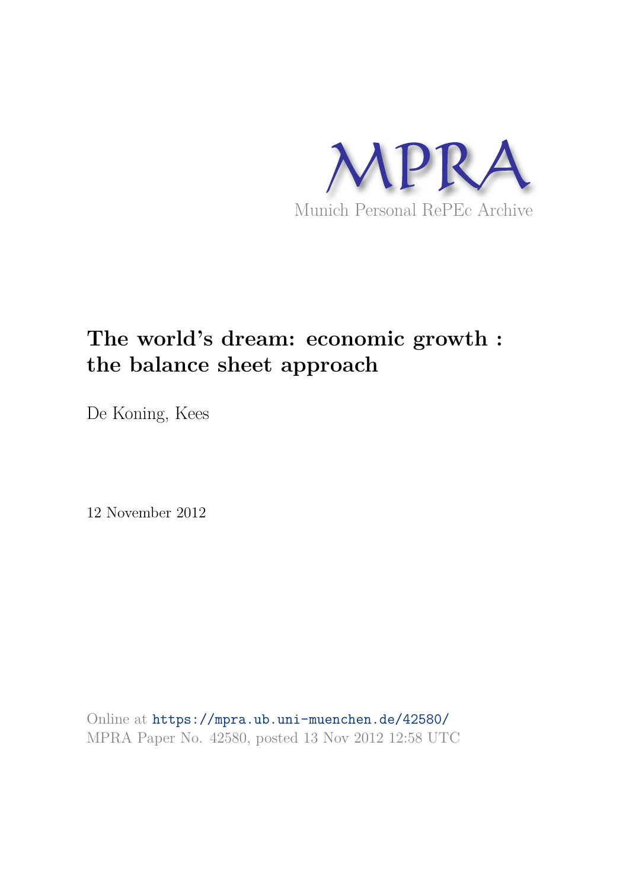MPRA

Munich Personal RePEc Archive

# The world's dream: economic growth : the balance sheet approach

De Koning, Kees

12 November 2012

Online at https://mpra.ub.uni-muenchen.de/42580/
MPRA Paper No. 42580, posted 13 Nov 2012 12:58 UTC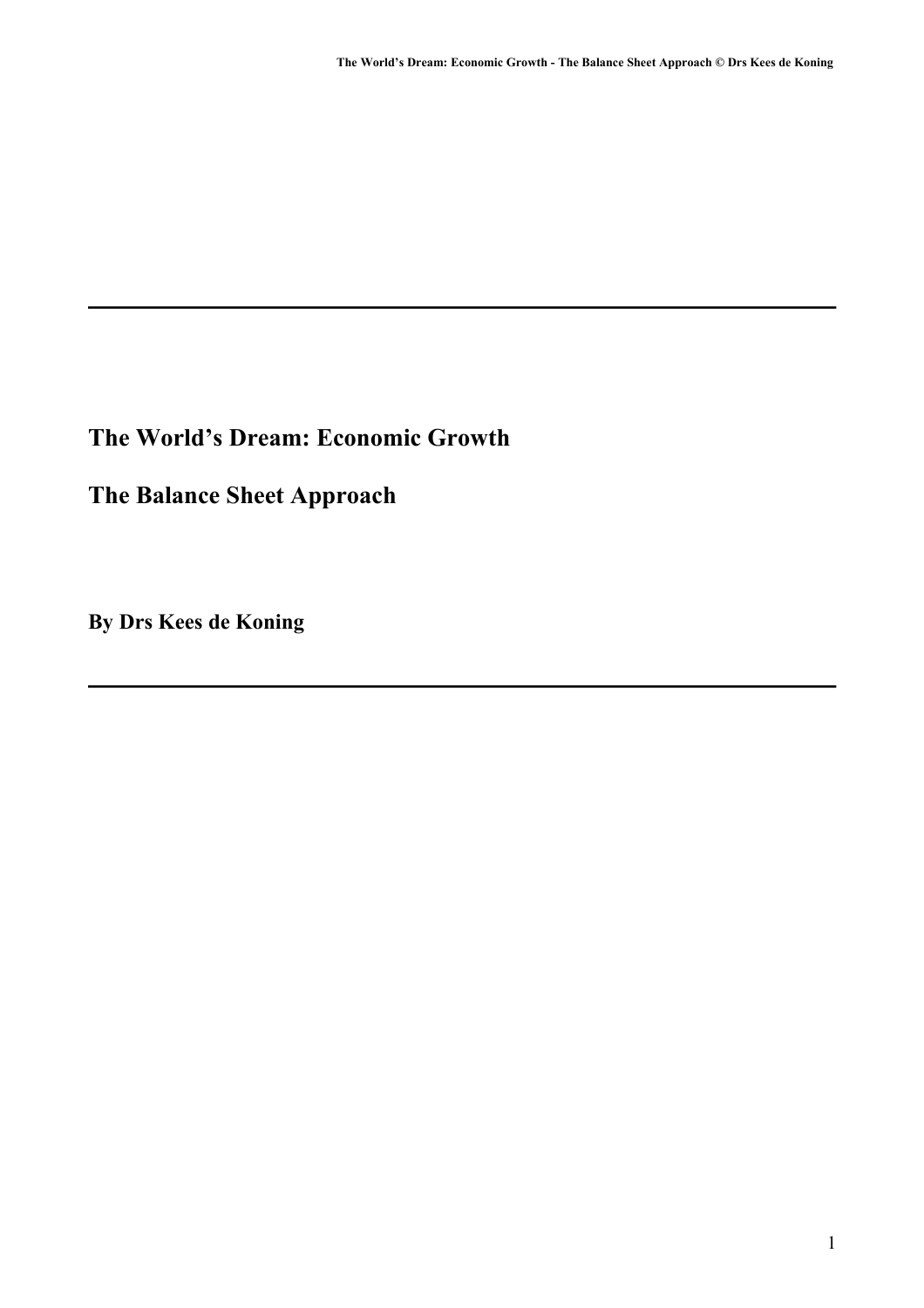# The World's Dream: Economic Growth

# The Balance Sheet Approach

**By Drs Kees de Koning**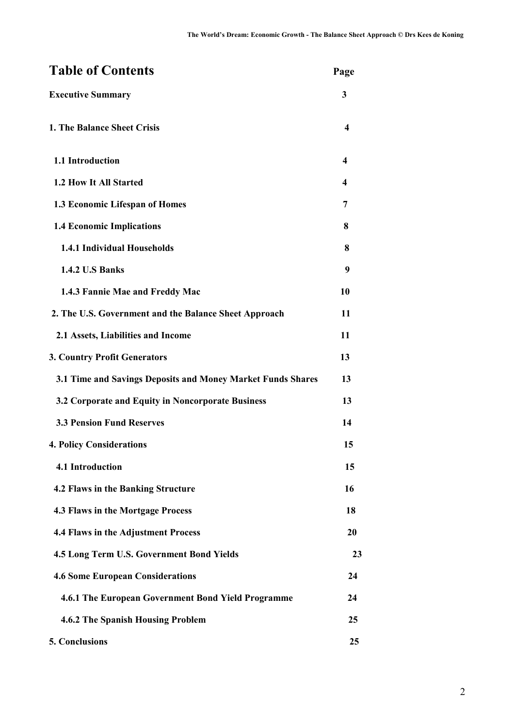# Table of Contents

| | Page |
|---|---|
| **Executive Summary** | **3** |
| **1. The Balance Sheet Crisis** | **4** |
| **1.1 Introduction** | **4** |
| **1.2 How It All Started** | **4** |
| **1.3 Economic Lifespan of Homes** | **7** |
| **1.4 Economic Implications** | **8** |
| **1.4.1 Individual Households** | **8** |
| **1.4.2 U.S Banks** | **9** |
| **1.4.3 Fannie Mae and Freddy Mac** | **10** |
| **2. The U.S. Government and the Balance Sheet Approach** | **11** |
| **2.1 Assets, Liabilities and Income** | **11** |
| **3. Country Profit Generators** | **13** |
| **3.1 Time and Savings Deposits and Money Market Funds Shares** | **13** |
| **3.2 Corporate and Equity in Noncorporate Business** | **13** |
| **3.3 Pension Fund Reserves** | **14** |
| **4. Policy Considerations** | **15** |
| **4.1 Introduction** | **15** |
| **4.2 Flaws in the Banking Structure** | **16** |
| **4.3 Flaws in the Mortgage Process** | **18** |
| **4.4 Flaws in the Adjustment Process** | **20** |
| **4.5 Long Term U.S. Government Bond Yields** | **23** |
| **4.6 Some European Considerations** | **24** |
| **4.6.1 The European Government Bond Yield Programme** | **24** |
| **4.6.2 The Spanish Housing Problem** | **25** |
| **5. Conclusions** | **25** |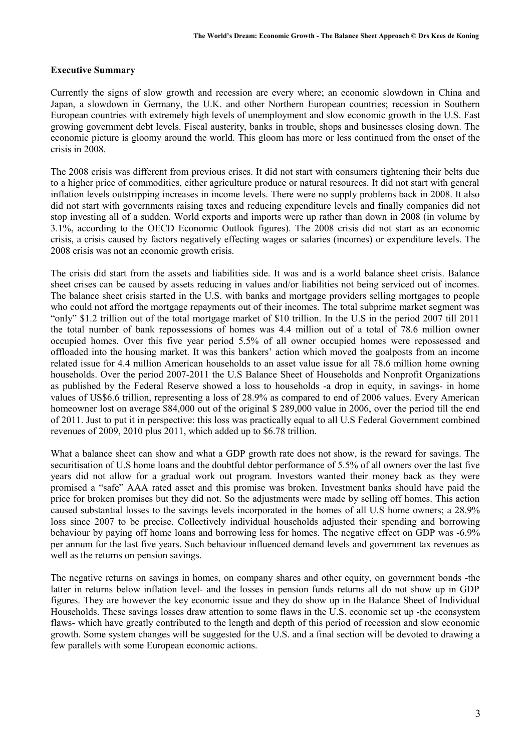**Executive Summary**

Currently the signs of slow growth and recession are every where; an economic slowdown in China and Japan, a slowdown in Germany, the U.K. and other Northern European countries; recession in Southern European countries with extremely high levels of unemployment and slow economic growth in the U.S. Fast growing government debt levels. Fiscal austerity, banks in trouble, shops and businesses closing down. The economic picture is gloomy around the world. This gloom has more or less continued from the onset of the crisis in 2008.

The 2008 crisis was different from previous crises. It did not start with consumers tightening their belts due to a higher price of commodities, either agriculture produce or natural resources. It did not start with general inflation levels outstripping increases in income levels. There were no supply problems back in 2008. It also did not start with governments raising taxes and reducing expenditure levels and finally companies did not stop investing all of a sudden. World exports and imports were up rather than down in 2008 (in volume by 3.1%, according to the OECD Economic Outlook figures). The 2008 crisis did not start as an economic crisis, a crisis caused by factors negatively effecting wages or salaries (incomes) or expenditure levels. The 2008 crisis was not an economic growth crisis.

The crisis did start from the assets and liabilities side. It was and is a world balance sheet crisis. Balance sheet crises can be caused by assets reducing in values and/or liabilities not being serviced out of incomes. The balance sheet crisis started in the U.S. with banks and mortgage providers selling mortgages to people who could not afford the mortgage repayments out of their incomes. The total subprime market segment was "only" $1.2 trillion out of the total mortgage market of $10 trillion. In the U.S in the period 2007 till 2011 the total number of bank repossessions of homes was 4.4 million out of a total of 78.6 million owner occupied homes. Over this five year period 5.5% of all owner occupied homes were repossessed and offloaded into the housing market. It was this bankers' action which moved the goalposts from an income related issue for 4.4 million American households to an asset value issue for all 78.6 million home owning households. Over the period 2007-2011 the U.S Balance Sheet of Households and Nonprofit Organizations as published by the Federal Reserve showed a loss to households -a drop in equity, in savings- in home values of US$6.6 trillion, representing a loss of 28.9% as compared to end of 2006 values. Every American homeowner lost on average $84,000 out of the original $ 289,000 value in 2006, over the period till the end of 2011. Just to put it in perspective: this loss was practically equal to all U.S Federal Government combined revenues of 2009, 2010 plus 2011, which added up to $6.78 trillion.

What a balance sheet can show and what a GDP growth rate does not show, is the reward for savings. The securitisation of U.S home loans and the doubtful debtor performance of 5.5% of all owners over the last five years did not allow for a gradual work out program. Investors wanted their money back as they were promised a "safe" AAA rated asset and this promise was broken. Investment banks should have paid the price for broken promises but they did not. So the adjustments were made by selling off homes. This action caused substantial losses to the savings levels incorporated in the homes of all U.S home owners; a 28.9% loss since 2007 to be precise. Collectively individual households adjusted their spending and borrowing behaviour by paying off home loans and borrowing less for homes. The negative effect on GDP was -6.9% per annum for the last five years. Such behaviour influenced demand levels and government tax revenues as well as the returns on pension savings.

The negative returns on savings in homes, on company shares and other equity, on government bonds -the latter in returns below inflation level- and the losses in pension funds returns all do not show up in GDP figures. They are however the key economic issue and they do show up in the Balance Sheet of Individual Households. These savings losses draw attention to some flaws in the U.S. economic set up -the econsystem flaws- which have greatly contributed to the length and depth of this period of recession and slow economic growth. Some system changes will be suggested for the U.S. and a final section will be devoted to drawing a few parallels with some European economic actions.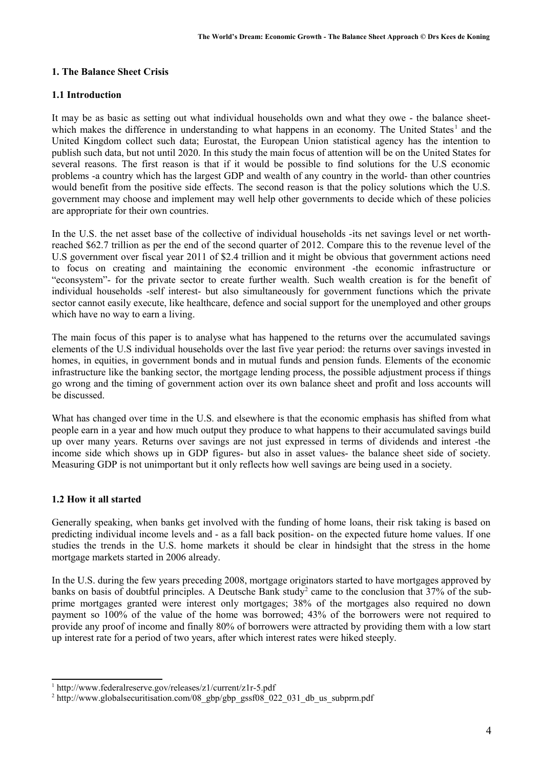## 1. The Balance Sheet Crisis

### 1.1 Introduction

It may be as basic as setting out what individual households own and what they owe - the balance sheet- which makes the difference in understanding to what happens in an economy. The United States[1] and the United Kingdom collect such data; Eurostat, the European Union statistical agency has the intention to publish such data, but not until 2020. In this study the main focus of attention will be on the United States for several reasons. The first reason is that if it would be possible to find solutions for the U.S economic problems -a country which has the largest GDP and wealth of any country in the world- than other countries would benefit from the positive side effects. The second reason is that the policy solutions which the U.S. government may choose and implement may well help other governments to decide which of these policies are appropriate for their own countries.

In the U.S. the net asset base of the collective of individual households -its net savings level or net worth- reached $62.7 trillion as per the end of the second quarter of 2012. Compare this to the revenue level of the U.S government over fiscal year 2011 of $2.4 trillion and it might be obvious that government actions need to focus on creating and maintaining the economic environment -the economic infrastructure or "econsystem"- for the private sector to create further wealth. Such wealth creation is for the benefit of individual households -self interest- but also simultaneously for government functions which the private sector cannot easily execute, like healthcare, defence and social support for the unemployed and other groups which have no way to earn a living.

The main focus of this paper is to analyse what has happened to the returns over the accumulated savings elements of the U.S individual households over the last five year period: the returns over savings invested in homes, in equities, in government bonds and in mutual funds and pension funds. Elements of the economic infrastructure like the banking sector, the mortgage lending process, the possible adjustment process if things go wrong and the timing of government action over its own balance sheet and profit and loss accounts will be discussed.

What has changed over time in the U.S. and elsewhere is that the economic emphasis has shifted from what people earn in a year and how much output they produce to what happens to their accumulated savings build up over many years. Returns over savings are not just expressed in terms of dividends and interest -the income side which shows up in GDP figures- but also in asset values- the balance sheet side of society. Measuring GDP is not unimportant but it only reflects how well savings are being used in a society.

### 1.2 How it all started

Generally speaking, when banks get involved with the funding of home loans, their risk taking is based on predicting individual income levels and - as a fall back position- on the expected future home values. If one studies the trends in the U.S. home markets it should be clear in hindsight that the stress in the home mortgage markets started in 2006 already.

In the U.S. during the few years preceding 2008, mortgage originators started to have mortgages approved by banks on basis of doubtful principles. A Deutsche Bank study[2] came to the conclusion that 37% of the sub-prime mortgages granted were interest only mortgages; 38% of the mortgages also required no down payment so 100% of the value of the home was borrowed; 43% of the borrowers were not required to provide any proof of income and finally 80% of borrowers were attracted by providing them with a low start up interest rate for a period of two years, after which interest rates were hiked steeply.

---

[1] http://www.federalreserve.gov/releases/z1/current/z1r-5.pdf

[2] http://www.globalsecuritisation.com/08_gbp/gbp_gssf08_022_031_db_us_subprm.pdf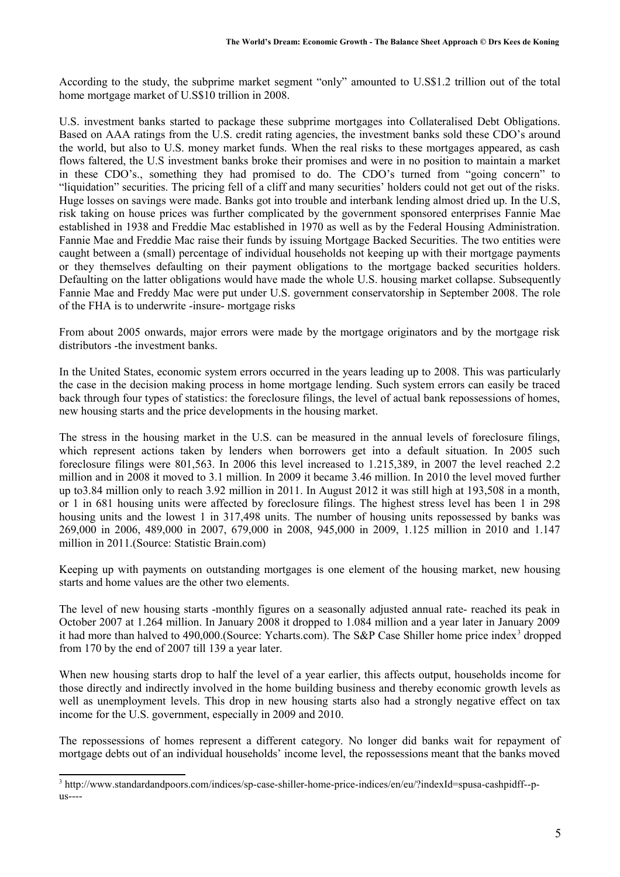According to the study, the subprime market segment "only" amounted to U.S$1.2 trillion out of the total home mortgage market of U.S$10 trillion in 2008.

U.S. investment banks started to package these subprime mortgages into Collateralised Debt Obligations. Based on AAA ratings from the U.S. credit rating agencies, the investment banks sold these CDO's around the world, but also to U.S. money market funds. When the real risks to these mortgages appeared, as cash flows faltered, the U.S investment banks broke their promises and were in no position to maintain a market in these CDO's., something they had promised to do. The CDO's turned from "going concern" to "liquidation" securities. The pricing fell of a cliff and many securities' holders could not get out of the risks. Huge losses on savings were made. Banks got into trouble and interbank lending almost dried up. In the U.S, risk taking on house prices was further complicated by the government sponsored enterprises Fannie Mae established in 1938 and Freddie Mac established in 1970 as well as by the Federal Housing Administration. Fannie Mae and Freddie Mac raise their funds by issuing Mortgage Backed Securities. The two entities were caught between a (small) percentage of individual households not keeping up with their mortgage payments or they themselves defaulting on their payment obligations to the mortgage backed securities holders. Defaulting on the latter obligations would have made the whole U.S. housing market collapse. Subsequently Fannie Mae and Freddy Mac were put under U.S. government conservatorship in September 2008. The role of the FHA is to underwrite -insure- mortgage risks

From about 2005 onwards, major errors were made by the mortgage originators and by the mortgage risk distributors -the investment banks.

In the United States, economic system errors occurred in the years leading up to 2008. This was particularly the case in the decision making process in home mortgage lending. Such system errors can easily be traced back through four types of statistics: the foreclosure filings, the level of actual bank repossessions of homes, new housing starts and the price developments in the housing market.

The stress in the housing market in the U.S. can be measured in the annual levels of foreclosure filings, which represent actions taken by lenders when borrowers get into a default situation. In 2005 such foreclosure filings were 801,563. In 2006 this level increased to 1.215,389, in 2007 the level reached 2.2 million and in 2008 it moved to 3.1 million. In 2009 it became 3.46 million. In 2010 the level moved further up to3.84 million only to reach 3.92 million in 2011. In August 2012 it was still high at 193,508 in a month, or 1 in 681 housing units were affected by foreclosure filings. The highest stress level has been 1 in 298 housing units and the lowest 1 in 317,498 units. The number of housing units repossessed by banks was 269,000 in 2006, 489,000 in 2007, 679,000 in 2008, 945,000 in 2009, 1.125 million in 2010 and 1.147 million in 2011.(Source: Statistic Brain.com)

Keeping up with payments on outstanding mortgages is one element of the housing market, new housing starts and home values are the other two elements.

The level of new housing starts -monthly figures on a seasonally adjusted annual rate- reached its peak in October 2007 at 1.264 million. In January 2008 it dropped to 1.084 million and a year later in January 2009 it had more than halved to 490,000.(Source: Ycharts.com). The S&P Case Shiller home price index[3] dropped from 170 by the end of 2007 till 139 a year later.

When new housing starts drop to half the level of a year earlier, this affects output, households income for those directly and indirectly involved in the home building business and thereby economic growth levels as well as unemployment levels. This drop in new housing starts also had a strongly negative effect on tax income for the U.S. government, especially in 2009 and 2010.

The repossessions of homes represent a different category. No longer did banks wait for repayment of mortgage debts out of an individual households' income level, the repossessions meant that the banks moved

---

[3] http://www.standardandpoors.com/indices/sp-case-shiller-home-price-indices/en/eu/?indexId=spusa-cashpidff--p-us----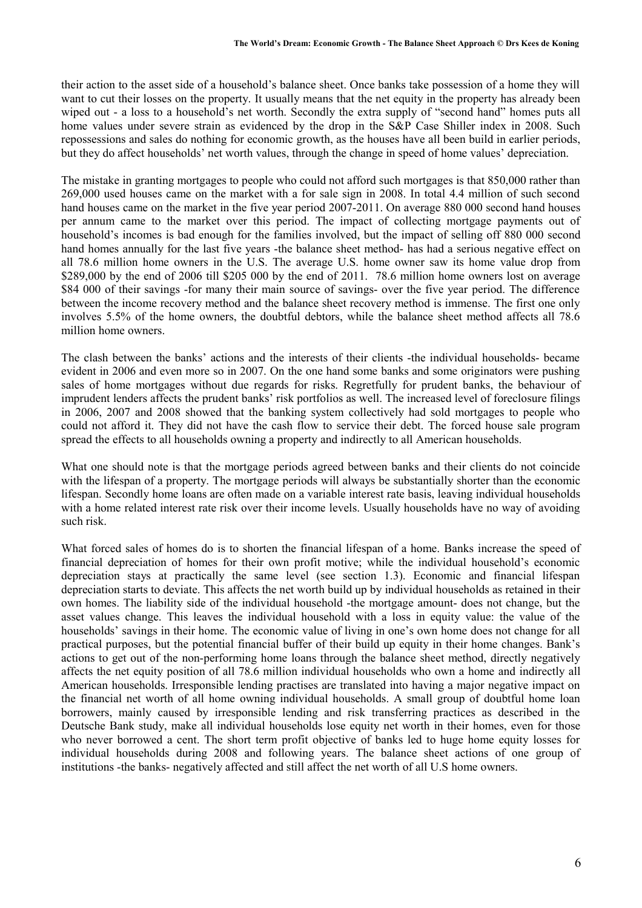their action to the asset side of a household's balance sheet. Once banks take possession of a home they will want to cut their losses on the property. It usually means that the net equity in the property has already been wiped out - a loss to a household's net worth. Secondly the extra supply of "second hand" homes puts all home values under severe strain as evidenced by the drop in the S&P Case Shiller index in 2008. Such repossessions and sales do nothing for economic growth, as the houses have all been build in earlier periods, but they do affect households' net worth values, through the change in speed of home values' depreciation.

The mistake in granting mortgages to people who could not afford such mortgages is that 850,000 rather than 269,000 used houses came on the market with a for sale sign in 2008. In total 4.4 million of such second hand houses came on the market in the five year period 2007-2011. On average 880 000 second hand houses per annum came to the market over this period. The impact of collecting mortgage payments out of household's incomes is bad enough for the families involved, but the impact of selling off 880 000 second hand homes annually for the last five years -the balance sheet method- has had a serious negative effect on all 78.6 million home owners in the U.S. The average U.S. home owner saw its home value drop from $289,000 by the end of 2006 till $205 000 by the end of 2011. 78.6 million home owners lost on average $84 000 of their savings -for many their main source of savings- over the five year period. The difference between the income recovery method and the balance sheet recovery method is immense. The first one only involves 5.5% of the home owners, the doubtful debtors, while the balance sheet method affects all 78.6 million home owners.

The clash between the banks' actions and the interests of their clients -the individual households- became evident in 2006 and even more so in 2007. On the one hand some banks and some originators were pushing sales of home mortgages without due regards for risks. Regretfully for prudent banks, the behaviour of imprudent lenders affects the prudent banks' risk portfolios as well. The increased level of foreclosure filings in 2006, 2007 and 2008 showed that the banking system collectively had sold mortgages to people who could not afford it. They did not have the cash flow to service their debt. The forced house sale program spread the effects to all households owning a property and indirectly to all American households.

What one should note is that the mortgage periods agreed between banks and their clients do not coincide with the lifespan of a property. The mortgage periods will always be substantially shorter than the economic lifespan. Secondly home loans are often made on a variable interest rate basis, leaving individual households with a home related interest rate risk over their income levels. Usually households have no way of avoiding such risk.

What forced sales of homes do is to shorten the financial lifespan of a home. Banks increase the speed of financial depreciation of homes for their own profit motive; while the individual household's economic depreciation stays at practically the same level (see section 1.3). Economic and financial lifespan depreciation starts to deviate. This affects the net worth build up by individual households as retained in their own homes. The liability side of the individual household -the mortgage amount- does not change, but the asset values change. This leaves the individual household with a loss in equity value: the value of the households' savings in their home. The economic value of living in one's own home does not change for all practical purposes, but the potential financial buffer of their build up equity in their home changes. Bank's actions to get out of the non-performing home loans through the balance sheet method, directly negatively affects the net equity position of all 78.6 million individual households who own a home and indirectly all American households. Irresponsible lending practises are translated into having a major negative impact on the financial net worth of all home owning individual households. A small group of doubtful home loan borrowers, mainly caused by irresponsible lending and risk transferring practices as described in the Deutsche Bank study, make all individual households lose equity net worth in their homes, even for those who never borrowed a cent. The short term profit objective of banks led to huge home equity losses for individual households during 2008 and following years. The balance sheet actions of one group of institutions -the banks- negatively affected and still affect the net worth of all U.S home owners.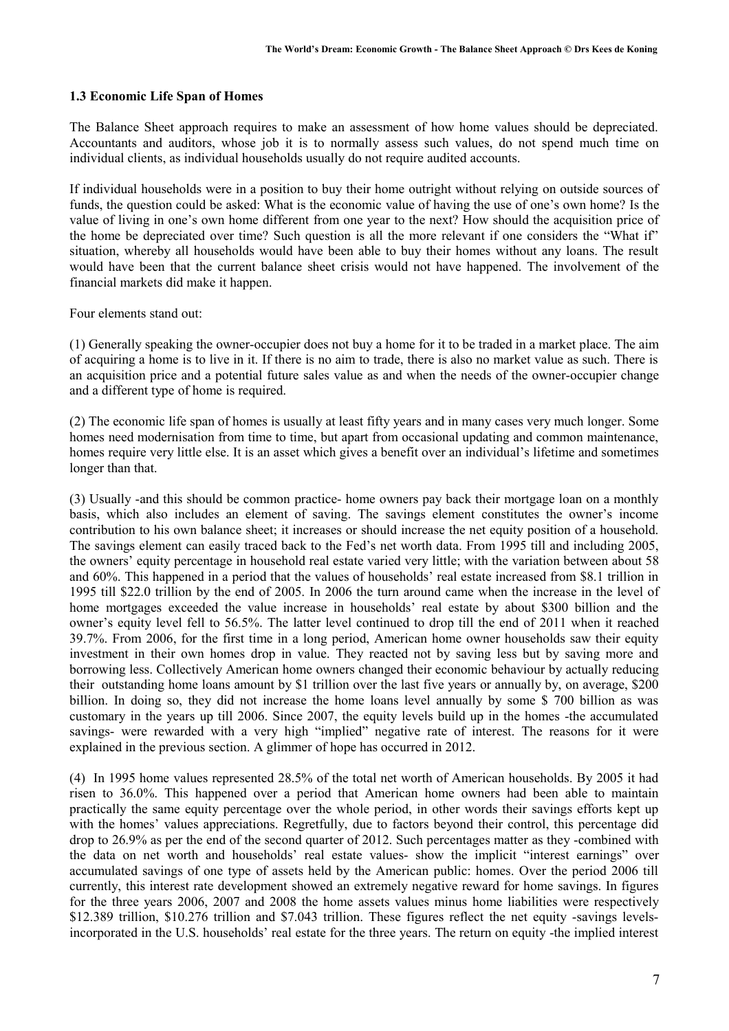### 1.3 Economic Life Span of Homes

The Balance Sheet approach requires to make an assessment of how home values should be depreciated. Accountants and auditors, whose job it is to normally assess such values, do not spend much time on individual clients, as individual households usually do not require audited accounts.

If individual households were in a position to buy their home outright without relying on outside sources of funds, the question could be asked: What is the economic value of having the use of one's own home? Is the value of living in one's own home different from one year to the next? How should the acquisition price of the home be depreciated over time? Such question is all the more relevant if one considers the "What if" situation, whereby all households would have been able to buy their homes without any loans. The result would have been that the current balance sheet crisis would not have happened. The involvement of the financial markets did make it happen.

Four elements stand out:

(1) Generally speaking the owner-occupier does not buy a home for it to be traded in a market place. The aim of acquiring a home is to live in it. If there is no aim to trade, there is also no market value as such. There is an acquisition price and a potential future sales value as and when the needs of the owner-occupier change and a different type of home is required.

(2) The economic life span of homes is usually at least fifty years and in many cases very much longer. Some homes need modernisation from time to time, but apart from occasional updating and common maintenance, homes require very little else. It is an asset which gives a benefit over an individual's lifetime and sometimes longer than that.

(3) Usually -and this should be common practice- home owners pay back their mortgage loan on a monthly basis, which also includes an element of saving. The savings element constitutes the owner's income contribution to his own balance sheet; it increases or should increase the net equity position of a household. The savings element can easily traced back to the Fed's net worth data. From 1995 till and including 2005, the owners' equity percentage in household real estate varied very little; with the variation between about 58 and 60%. This happened in a period that the values of households' real estate increased from \$8.1 trillion in 1995 till \$22.0 trillion by the end of 2005. In 2006 the turn around came when the increase in the level of home mortgages exceeded the value increase in households' real estate by about \$300 billion and the owner's equity level fell to 56.5%. The latter level continued to drop till the end of 2011 when it reached 39.7%. From 2006, for the first time in a long period, American home owner households saw their equity investment in their own homes drop in value. They reacted not by saving less but by saving more and borrowing less. Collectively American home owners changed their economic behaviour by actually reducing their outstanding home loans amount by \$1 trillion over the last five years or annually by, on average, \$200 billion. In doing so, they did not increase the home loans level annually by some \$ 700 billion as was customary in the years up till 2006. Since 2007, the equity levels build up in the homes -the accumulated savings- were rewarded with a very high "implied" negative rate of interest. The reasons for it were explained in the previous section. A glimmer of hope has occurred in 2012.

(4) In 1995 home values represented 28.5% of the total net worth of American households. By 2005 it had risen to 36.0%. This happened over a period that American home owners had been able to maintain practically the same equity percentage over the whole period, in other words their savings efforts kept up with the homes' values appreciations. Regretfully, due to factors beyond their control, this percentage did drop to 26.9% as per the end of the second quarter of 2012. Such percentages matter as they -combined with the data on net worth and households' real estate values- show the implicit "interest earnings" over accumulated savings of one type of assets held by the American public: homes. Over the period 2006 till currently, this interest rate development showed an extremely negative reward for home savings. In figures for the three years 2006, 2007 and 2008 the home assets values minus home liabilities were respectively \$12.389 trillion, \$10.276 trillion and \$7.043 trillion. These figures reflect the net equity -savings levels- incorporated in the U.S. households' real estate for the three years. The return on equity -the implied interest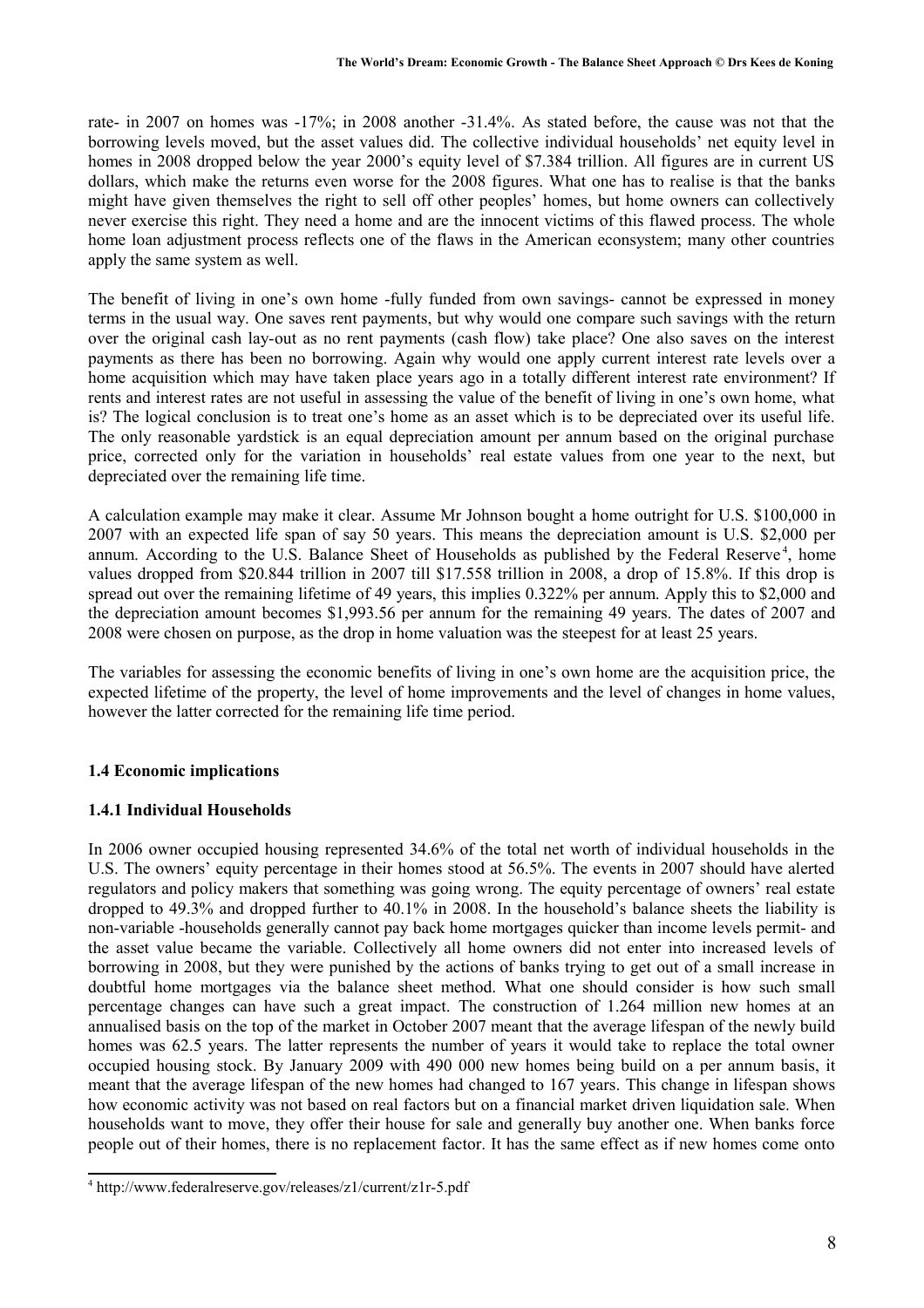rate- in 2007 on homes was -17%; in 2008 another -31.4%. As stated before, the cause was not that the borrowing levels moved, but the asset values did. The collective individual households' net equity level in homes in 2008 dropped below the year 2000's equity level of \$7.384 trillion. All figures are in current US dollars, which make the returns even worse for the 2008 figures. What one has to realise is that the banks might have given themselves the right to sell off other peoples' homes, but home owners can collectively never exercise this right. They need a home and are the innocent victims of this flawed process. The whole home loan adjustment process reflects one of the flaws in the American econsystem; many other countries apply the same system as well.

The benefit of living in one's own home -fully funded from own savings- cannot be expressed in money terms in the usual way. One saves rent payments, but why would one compare such savings with the return over the original cash lay-out as no rent payments (cash flow) take place? One also saves on the interest payments as there has been no borrowing. Again why would one apply current interest rate levels over a home acquisition which may have taken place years ago in a totally different interest rate environment? If rents and interest rates are not useful in assessing the value of the benefit of living in one's own home, what is? The logical conclusion is to treat one's home as an asset which is to be depreciated over its useful life. The only reasonable yardstick is an equal depreciation amount per annum based on the original purchase price, corrected only for the variation in households' real estate values from one year to the next, but depreciated over the remaining life time.

A calculation example may make it clear. Assume Mr Johnson bought a home outright for U.S. \$100,000 in 2007 with an expected life span of say 50 years. This means the depreciation amount is U.S. \$2,000 per annum. According to the U.S. Balance Sheet of Households as published by the Federal Reserve[4], home values dropped from \$20.844 trillion in 2007 till \$17.558 trillion in 2008, a drop of 15.8%. If this drop is spread out over the remaining lifetime of 49 years, this implies 0.322% per annum. Apply this to \$2,000 and the depreciation amount becomes \$1,993.56 per annum for the remaining 49 years. The dates of 2007 and 2008 were chosen on purpose, as the drop in home valuation was the steepest for at least 25 years.

The variables for assessing the economic benefits of living in one's own home are the acquisition price, the expected lifetime of the property, the level of home improvements and the level of changes in home values, however the latter corrected for the remaining life time period.

### 1.4 Economic implications

#### 1.4.1 Individual Households

In 2006 owner occupied housing represented 34.6% of the total net worth of individual households in the U.S. The owners' equity percentage in their homes stood at 56.5%. The events in 2007 should have alerted regulators and policy makers that something was going wrong. The equity percentage of owners' real estate dropped to 49.3% and dropped further to 40.1% in 2008. In the household's balance sheets the liability is non-variable -households generally cannot pay back home mortgages quicker than income levels permit- and the asset value became the variable. Collectively all home owners did not enter into increased levels of borrowing in 2008, but they were punished by the actions of banks trying to get out of a small increase in doubtful home mortgages via the balance sheet method. What one should consider is how such small percentage changes can have such a great impact. The construction of 1.264 million new homes at an annualised basis on the top of the market in October 2007 meant that the average lifespan of the newly build homes was 62.5 years. The latter represents the number of years it would take to replace the total owner occupied housing stock. By January 2009 with 490 000 new homes being build on a per annum basis, it meant that the average lifespan of the new homes had changed to 167 years. This change in lifespan shows how economic activity was not based on real factors but on a financial market driven liquidation sale. When households want to move, they offer their house for sale and generally buy another one. When banks force people out of their homes, there is no replacement factor. It has the same effect as if new homes come onto

[4] http://www.federalreserve.gov/releases/z1/current/z1r-5.pdf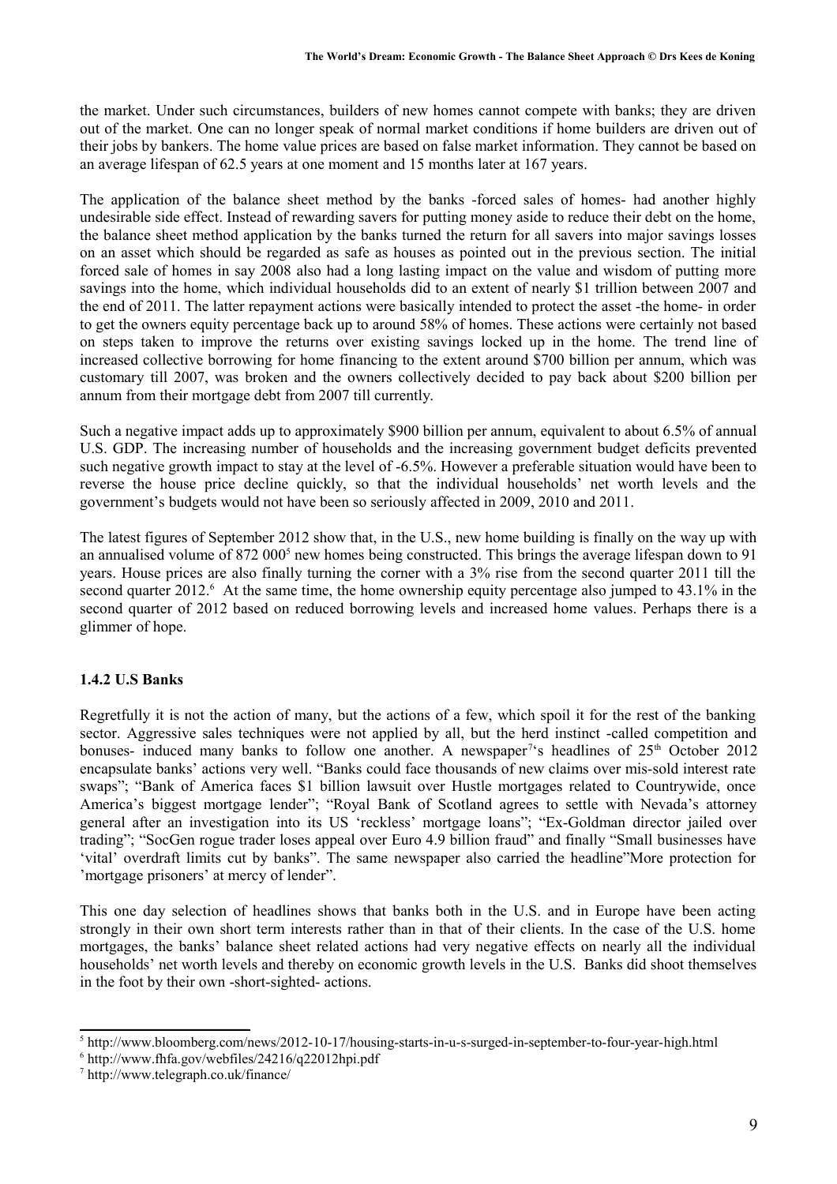the market. Under such circumstances, builders of new homes cannot compete with banks; they are driven out of the market. One can no longer speak of normal market conditions if home builders are driven out of their jobs by bankers. The home value prices are based on false market information. They cannot be based on an average lifespan of 62.5 years at one moment and 15 months later at 167 years.

The application of the balance sheet method by the banks -forced sales of homes- had another highly undesirable side effect. Instead of rewarding savers for putting money aside to reduce their debt on the home, the balance sheet method application by the banks turned the return for all savers into major savings losses on an asset which should be regarded as safe as houses as pointed out in the previous section. The initial forced sale of homes in say 2008 also had a long lasting impact on the value and wisdom of putting more savings into the home, which individual households did to an extent of nearly $1 trillion between 2007 and the end of 2011. The latter repayment actions were basically intended to protect the asset -the home- in order to get the owners equity percentage back up to around 58% of homes. These actions were certainly not based on steps taken to improve the returns over existing savings locked up in the home. The trend line of increased collective borrowing for home financing to the extent around $700 billion per annum, which was customary till 2007, was broken and the owners collectively decided to pay back about $200 billion per annum from their mortgage debt from 2007 till currently.

Such a negative impact adds up to approximately $900 billion per annum, equivalent to about 6.5% of annual U.S. GDP. The increasing number of households and the increasing government budget deficits prevented such negative growth impact to stay at the level of -6.5%. However a preferable situation would have been to reverse the house price decline quickly, so that the individual households' net worth levels and the government's budgets would not have been so seriously affected in 2009, 2010 and 2011.

The latest figures of September 2012 show that, in the U.S., new home building is finally on the way up with an annualised volume of 872 000[5] new homes being constructed. This brings the average lifespan down to 91 years. House prices are also finally turning the corner with a 3% rise from the second quarter 2011 till the second quarter 2012.[6] At the same time, the home ownership equity percentage also jumped to 43.1% in the second quarter of 2012 based on reduced borrowing levels and increased home values. Perhaps there is a glimmer of hope.

### 1.4.2 U.S Banks

Regretfully it is not the action of many, but the actions of a few, which spoil it for the rest of the banking sector. Aggressive sales techniques were not applied by all, but the herd instinct -called competition and bonuses- induced many banks to follow one another. A newspaper[7]'s headlines of 25th October 2012 encapsulate banks' actions very well. "Banks could face thousands of new claims over mis-sold interest rate swaps"; "Bank of America faces $1 billion lawsuit over Hustle mortgages related to Countrywide, once America's biggest mortgage lender"; "Royal Bank of Scotland agrees to settle with Nevada's attorney general after an investigation into its US 'reckless' mortgage loans"; "Ex-Goldman director jailed over trading"; "SocGen rogue trader loses appeal over Euro 4.9 billion fraud" and finally "Small businesses have 'vital' overdraft limits cut by banks". The same newspaper also carried the headline"More protection for 'mortgage prisoners' at mercy of lender".

This one day selection of headlines shows that banks both in the U.S. and in Europe have been acting strongly in their own short term interests rather than in that of their clients. In the case of the U.S. home mortgages, the banks' balance sheet related actions had very negative effects on nearly all the individual households' net worth levels and thereby on economic growth levels in the U.S. Banks did shoot themselves in the foot by their own -short-sighted- actions.

---

[5] http://www.bloomberg.com/news/2012-10-17/housing-starts-in-u-s-surged-in-september-to-four-year-high.html

[6] http://www.fhfa.gov/webfiles/24216/q22012hpi.pdf

[7] http://www.telegraph.co.uk/finance/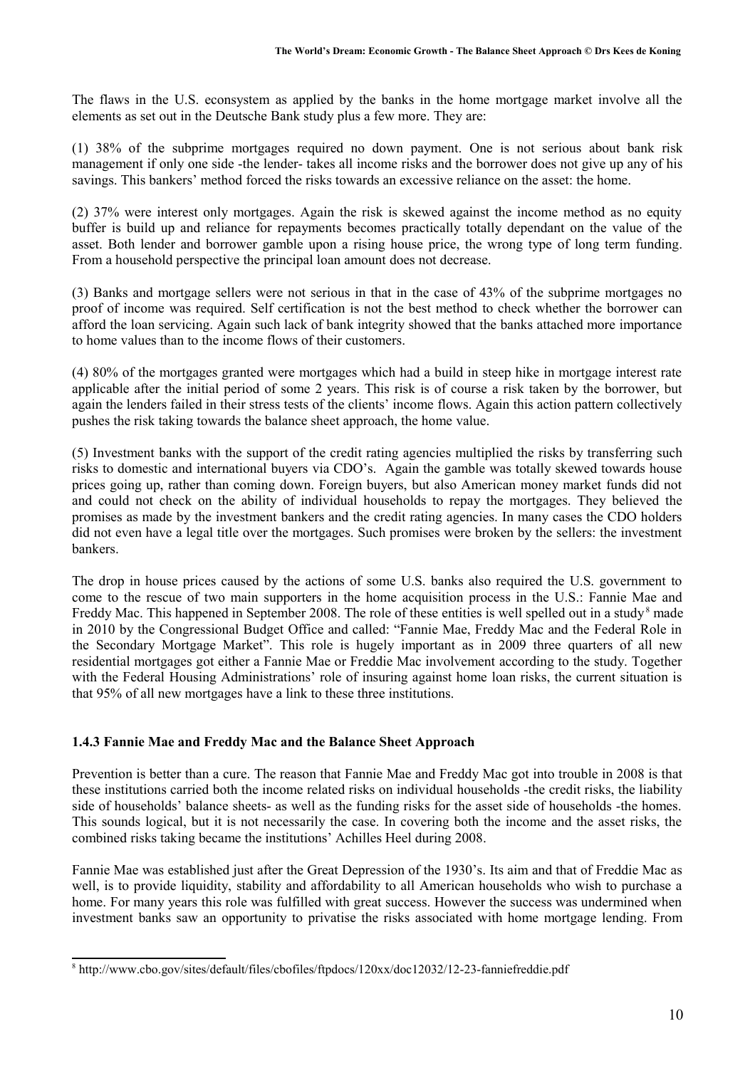The flaws in the U.S. econsystem as applied by the banks in the home mortgage market involve all the elements as set out in the Deutsche Bank study plus a few more. They are:

(1) 38% of the subprime mortgages required no down payment. One is not serious about bank risk management if only one side -the lender- takes all income risks and the borrower does not give up any of his savings. This bankers' method forced the risks towards an excessive reliance on the asset: the home.

(2) 37% were interest only mortgages. Again the risk is skewed against the income method as no equity buffer is build up and reliance for repayments becomes practically totally dependant on the value of the asset. Both lender and borrower gamble upon a rising house price, the wrong type of long term funding. From a household perspective the principal loan amount does not decrease.

(3) Banks and mortgage sellers were not serious in that in the case of 43% of the subprime mortgages no proof of income was required. Self certification is not the best method to check whether the borrower can afford the loan servicing. Again such lack of bank integrity showed that the banks attached more importance to home values than to the income flows of their customers.

(4) 80% of the mortgages granted were mortgages which had a build in steep hike in mortgage interest rate applicable after the initial period of some 2 years. This risk is of course a risk taken by the borrower, but again the lenders failed in their stress tests of the clients' income flows. Again this action pattern collectively pushes the risk taking towards the balance sheet approach, the home value.

(5) Investment banks with the support of the credit rating agencies multiplied the risks by transferring such risks to domestic and international buyers via CDO's. Again the gamble was totally skewed towards house prices going up, rather than coming down. Foreign buyers, but also American money market funds did not and could not check on the ability of individual households to repay the mortgages. They believed the promises as made by the investment bankers and the credit rating agencies. In many cases the CDO holders did not even have a legal title over the mortgages. Such promises were broken by the sellers: the investment bankers.

The drop in house prices caused by the actions of some U.S. banks also required the U.S. government to come to the rescue of two main supporters in the home acquisition process in the U.S.: Fannie Mae and Freddy Mac. This happened in September 2008. The role of these entities is well spelled out in a study[8] made in 2010 by the Congressional Budget Office and called: "Fannie Mae, Freddy Mac and the Federal Role in the Secondary Mortgage Market". This role is hugely important as in 2009 three quarters of all new residential mortgages got either a Fannie Mae or Freddie Mac involvement according to the study. Together with the Federal Housing Administrations' role of insuring against home loan risks, the current situation is that 95% of all new mortgages have a link to these three institutions.

### 1.4.3 Fannie Mae and Freddy Mac and the Balance Sheet Approach

Prevention is better than a cure. The reason that Fannie Mae and Freddy Mac got into trouble in 2008 is that these institutions carried both the income related risks on individual households -the credit risks, the liability side of households' balance sheets- as well as the funding risks for the asset side of households -the homes. This sounds logical, but it is not necessarily the case. In covering both the income and the asset risks, the combined risks taking became the institutions' Achilles Heel during 2008.

Fannie Mae was established just after the Great Depression of the 1930's. Its aim and that of Freddie Mac as well, is to provide liquidity, stability and affordability to all American households who wish to purchase a home. For many years this role was fulfilled with great success. However the success was undermined when investment banks saw an opportunity to privatise the risks associated with home mortgage lending. From

[8] http://www.cbo.gov/sites/default/files/cbofiles/ftpdocs/120xx/doc12032/12-23-fanniefreddie.pdf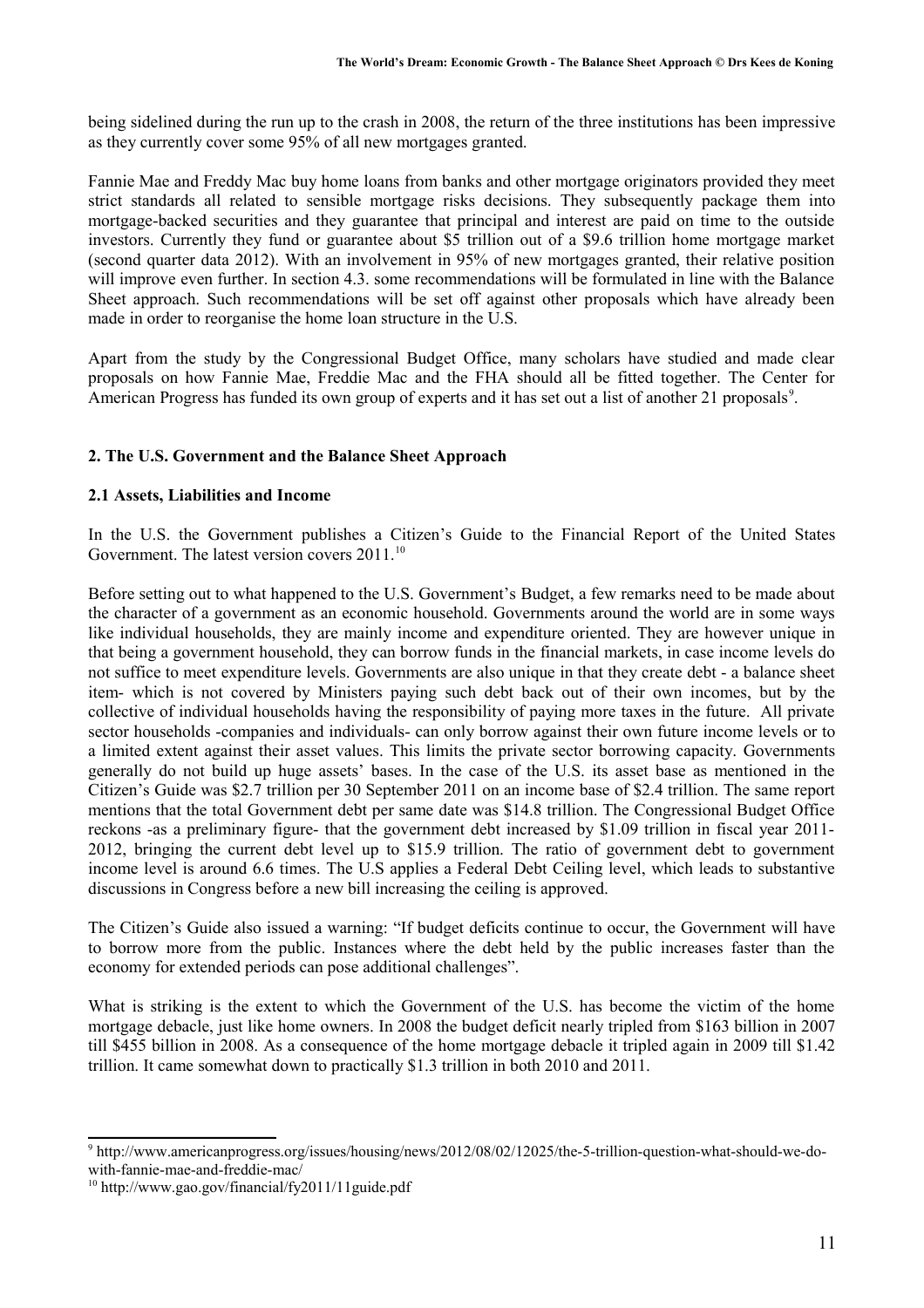being sidelined during the run up to the crash in 2008, the return of the three institutions has been impressive as they currently cover some 95% of all new mortgages granted.

Fannie Mae and Freddy Mac buy home loans from banks and other mortgage originators provided they meet strict standards all related to sensible mortgage risks decisions. They subsequently package them into mortgage-backed securities and they guarantee that principal and interest are paid on time to the outside investors. Currently they fund or guarantee about $5 trillion out of a $9.6 trillion home mortgage market (second quarter data 2012). With an involvement in 95% of new mortgages granted, their relative position will improve even further. In section 4.3. some recommendations will be formulated in line with the Balance Sheet approach. Such recommendations will be set off against other proposals which have already been made in order to reorganise the home loan structure in the U.S.

Apart from the study by the Congressional Budget Office, many scholars have studied and made clear proposals on how Fannie Mae, Freddie Mac and the FHA should all be fitted together. The Center for American Progress has funded its own group of experts and it has set out a list of another 21 proposals[9].

## 2. The U.S. Government and the Balance Sheet Approach

### 2.1 Assets, Liabilities and Income

In the U.S. the Government publishes a Citizen's Guide to the Financial Report of the United States Government. The latest version covers 2011.[10]

Before setting out to what happened to the U.S. Government's Budget, a few remarks need to be made about the character of a government as an economic household. Governments around the world are in some ways like individual households, they are mainly income and expenditure oriented. They are however unique in that being a government household, they can borrow funds in the financial markets, in case income levels do not suffice to meet expenditure levels. Governments are also unique in that they create debt - a balance sheet item- which is not covered by Ministers paying such debt back out of their own incomes, but by the collective of individual households having the responsibility of paying more taxes in the future. All private sector households -companies and individuals- can only borrow against their own future income levels or to a limited extent against their asset values. This limits the private sector borrowing capacity. Governments generally do not build up huge assets' bases. In the case of the U.S. its asset base as mentioned in the Citizen's Guide was $2.7 trillion per 30 September 2011 on an income base of $2.4 trillion. The same report mentions that the total Government debt per same date was $14.8 trillion. The Congressional Budget Office reckons -as a preliminary figure- that the government debt increased by $1.09 trillion in fiscal year 2011-2012, bringing the current debt level up to $15.9 trillion. The ratio of government debt to government income level is around 6.6 times. The U.S applies a Federal Debt Ceiling level, which leads to substantive discussions in Congress before a new bill increasing the ceiling is approved.

The Citizen's Guide also issued a warning: "If budget deficits continue to occur, the Government will have to borrow more from the public. Instances where the debt held by the public increases faster than the economy for extended periods can pose additional challenges".

What is striking is the extent to which the Government of the U.S. has become the victim of the home mortgage debacle, just like home owners. In 2008 the budget deficit nearly tripled from $163 billion in 2007 till $455 billion in 2008. As a consequence of the home mortgage debacle it tripled again in 2009 till $1.42 trillion. It came somewhat down to practically $1.3 trillion in both 2010 and 2011.

---

[9] http://www.americanprogress.org/issues/housing/news/2012/08/02/12025/the-5-trillion-question-what-should-we-do-with-fannie-mae-and-freddie-mac/

[10] http://www.gao.gov/financial/fy2011/11guide.pdf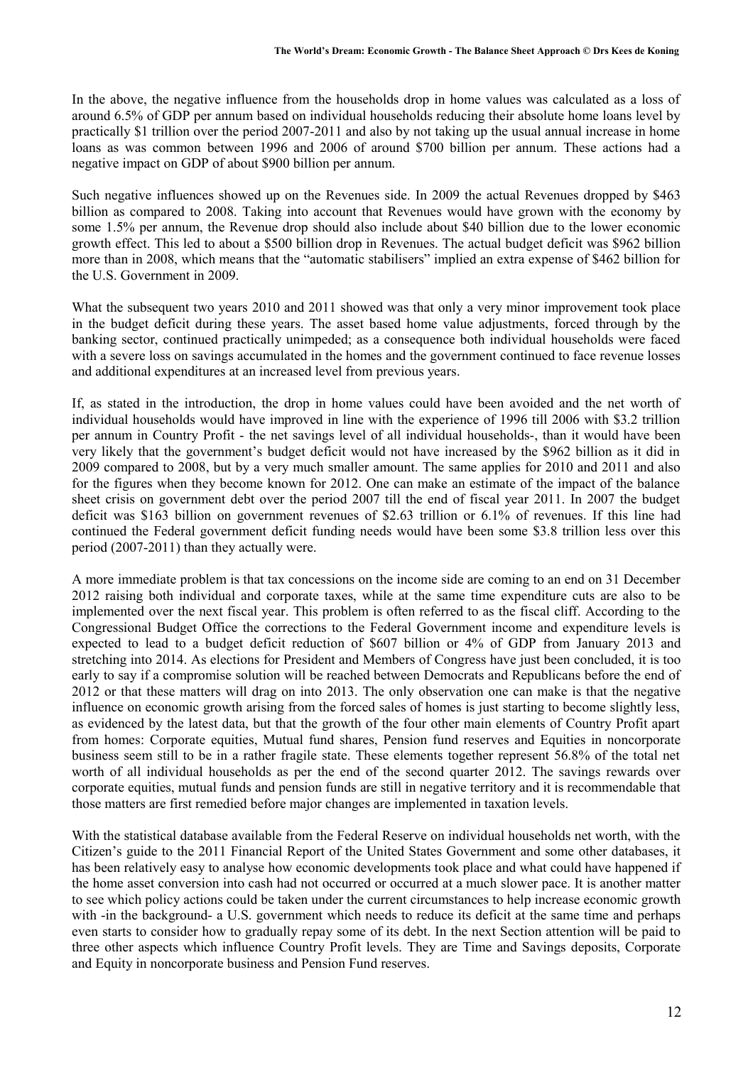In the above, the negative influence from the households drop in home values was calculated as a loss of around 6.5% of GDP per annum based on individual households reducing their absolute home loans level by practically $1 trillion over the period 2007-2011 and also by not taking up the usual annual increase in home loans as was common between 1996 and 2006 of around $700 billion per annum. These actions had a negative impact on GDP of about $900 billion per annum.

Such negative influences showed up on the Revenues side. In 2009 the actual Revenues dropped by $463 billion as compared to 2008. Taking into account that Revenues would have grown with the economy by some 1.5% per annum, the Revenue drop should also include about $40 billion due to the lower economic growth effect. This led to about a $500 billion drop in Revenues. The actual budget deficit was $962 billion more than in 2008, which means that the "automatic stabilisers" implied an extra expense of $462 billion for the U.S. Government in 2009.

What the subsequent two years 2010 and 2011 showed was that only a very minor improvement took place in the budget deficit during these years. The asset based home value adjustments, forced through by the banking sector, continued practically unimpeded; as a consequence both individual households were faced with a severe loss on savings accumulated in the homes and the government continued to face revenue losses and additional expenditures at an increased level from previous years.

If, as stated in the introduction, the drop in home values could have been avoided and the net worth of individual households would have improved in line with the experience of 1996 till 2006 with $3.2 trillion per annum in Country Profit - the net savings level of all individual households-, than it would have been very likely that the government's budget deficit would not have increased by the $962 billion as it did in 2009 compared to 2008, but by a very much smaller amount. The same applies for 2010 and 2011 and also for the figures when they become known for 2012. One can make an estimate of the impact of the balance sheet crisis on government debt over the period 2007 till the end of fiscal year 2011. In 2007 the budget deficit was $163 billion on government revenues of $2.63 trillion or 6.1% of revenues. If this line had continued the Federal government deficit funding needs would have been some $3.8 trillion less over this period (2007-2011) than they actually were.

A more immediate problem is that tax concessions on the income side are coming to an end on 31 December 2012 raising both individual and corporate taxes, while at the same time expenditure cuts are also to be implemented over the next fiscal year. This problem is often referred to as the fiscal cliff. According to the Congressional Budget Office the corrections to the Federal Government income and expenditure levels is expected to lead to a budget deficit reduction of $607 billion or 4% of GDP from January 2013 and stretching into 2014. As elections for President and Members of Congress have just been concluded, it is too early to say if a compromise solution will be reached between Democrats and Republicans before the end of 2012 or that these matters will drag on into 2013. The only observation one can make is that the negative influence on economic growth arising from the forced sales of homes is just starting to become slightly less, as evidenced by the latest data, but that the growth of the four other main elements of Country Profit apart from homes: Corporate equities, Mutual fund shares, Pension fund reserves and Equities in noncorporate business seem still to be in a rather fragile state. These elements together represent 56.8% of the total net worth of all individual households as per the end of the second quarter 2012. The savings rewards over corporate equities, mutual funds and pension funds are still in negative territory and it is recommendable that those matters are first remedied before major changes are implemented in taxation levels.

With the statistical database available from the Federal Reserve on individual households net worth, with the Citizen's guide to the 2011 Financial Report of the United States Government and some other databases, it has been relatively easy to analyse how economic developments took place and what could have happened if the home asset conversion into cash had not occurred or occurred at a much slower pace. It is another matter to see which policy actions could be taken under the current circumstances to help increase economic growth with -in the background- a U.S. government which needs to reduce its deficit at the same time and perhaps even starts to consider how to gradually repay some of its debt. In the next Section attention will be paid to three other aspects which influence Country Profit levels. They are Time and Savings deposits, Corporate and Equity in noncorporate business and Pension Fund reserves.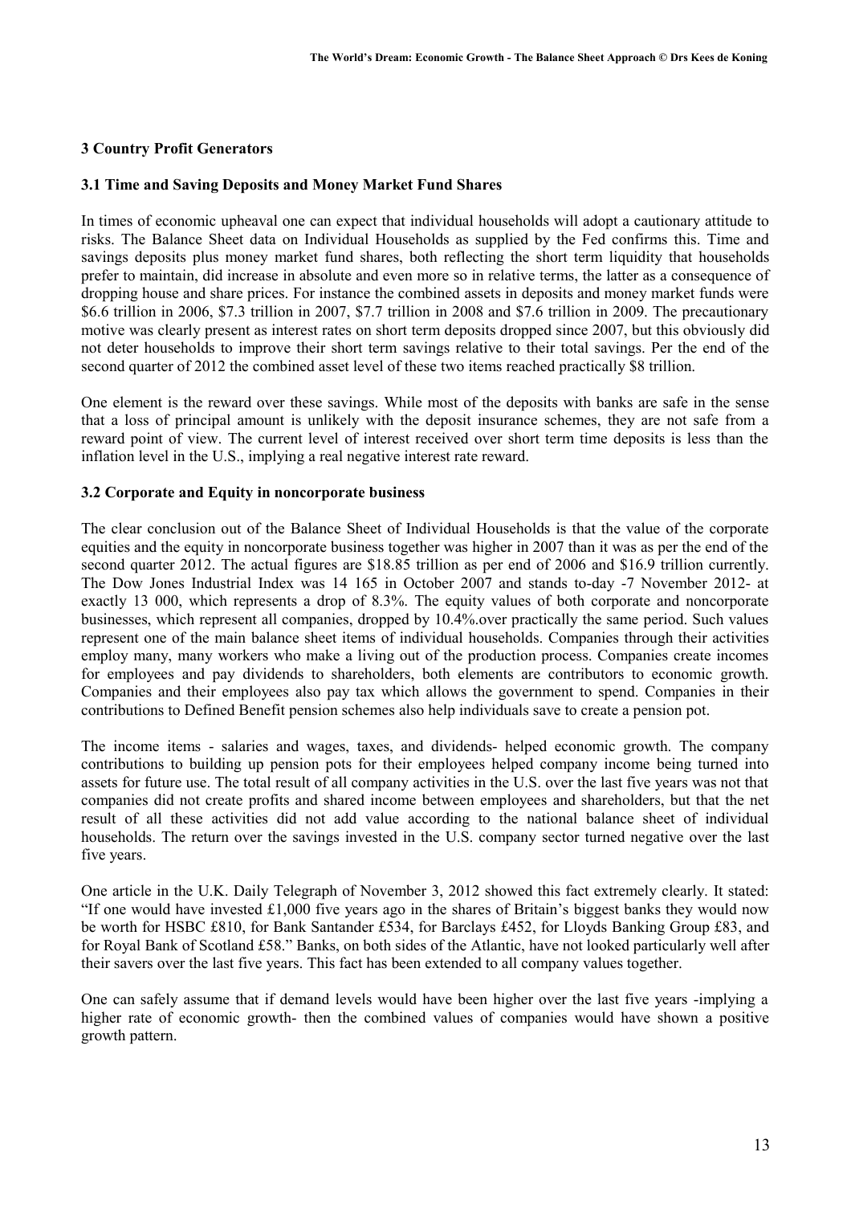## 3 Country Profit Generators

### 3.1 Time and Saving Deposits and Money Market Fund Shares

In times of economic upheaval one can expect that individual households will adopt a cautionary attitude to risks. The Balance Sheet data on Individual Households as supplied by the Fed confirms this. Time and savings deposits plus money market fund shares, both reflecting the short term liquidity that households prefer to maintain, did increase in absolute and even more so in relative terms, the latter as a consequence of dropping house and share prices. For instance the combined assets in deposits and money market funds were \$6.6 trillion in 2006, \$7.3 trillion in 2007, \$7.7 trillion in 2008 and \$7.6 trillion in 2009. The precautionary motive was clearly present as interest rates on short term deposits dropped since 2007, but this obviously did not deter households to improve their short term savings relative to their total savings. Per the end of the second quarter of 2012 the combined asset level of these two items reached practically \$8 trillion.

One element is the reward over these savings. While most of the deposits with banks are safe in the sense that a loss of principal amount is unlikely with the deposit insurance schemes, they are not safe from a reward point of view. The current level of interest received over short term time deposits is less than the inflation level in the U.S., implying a real negative interest rate reward.

### 3.2 Corporate and Equity in noncorporate business

The clear conclusion out of the Balance Sheet of Individual Households is that the value of the corporate equities and the equity in noncorporate business together was higher in 2007 than it was as per the end of the second quarter 2012. The actual figures are \$18.85 trillion as per end of 2006 and \$16.9 trillion currently. The Dow Jones Industrial Index was 14 165 in October 2007 and stands to-day -7 November 2012- at exactly 13 000, which represents a drop of 8.3%. The equity values of both corporate and noncorporate businesses, which represent all companies, dropped by 10.4%.over practically the same period. Such values represent one of the main balance sheet items of individual households. Companies through their activities employ many, many workers who make a living out of the production process. Companies create incomes for employees and pay dividends to shareholders, both elements are contributors to economic growth. Companies and their employees also pay tax which allows the government to spend. Companies in their contributions to Defined Benefit pension schemes also help individuals save to create a pension pot.

The income items - salaries and wages, taxes, and dividends- helped economic growth. The company contributions to building up pension pots for their employees helped company income being turned into assets for future use. The total result of all company activities in the U.S. over the last five years was not that companies did not create profits and shared income between employees and shareholders, but that the net result of all these activities did not add value according to the national balance sheet of individual households. The return over the savings invested in the U.S. company sector turned negative over the last five years.

One article in the U.K. Daily Telegraph of November 3, 2012 showed this fact extremely clearly. It stated: "If one would have invested £1,000 five years ago in the shares of Britain's biggest banks they would now be worth for HSBC £810, for Bank Santander £534, for Barclays £452, for Lloyds Banking Group £83, and for Royal Bank of Scotland £58." Banks, on both sides of the Atlantic, have not looked particularly well after their savers over the last five years. This fact has been extended to all company values together.

One can safely assume that if demand levels would have been higher over the last five years -implying a higher rate of economic growth- then the combined values of companies would have shown a positive growth pattern.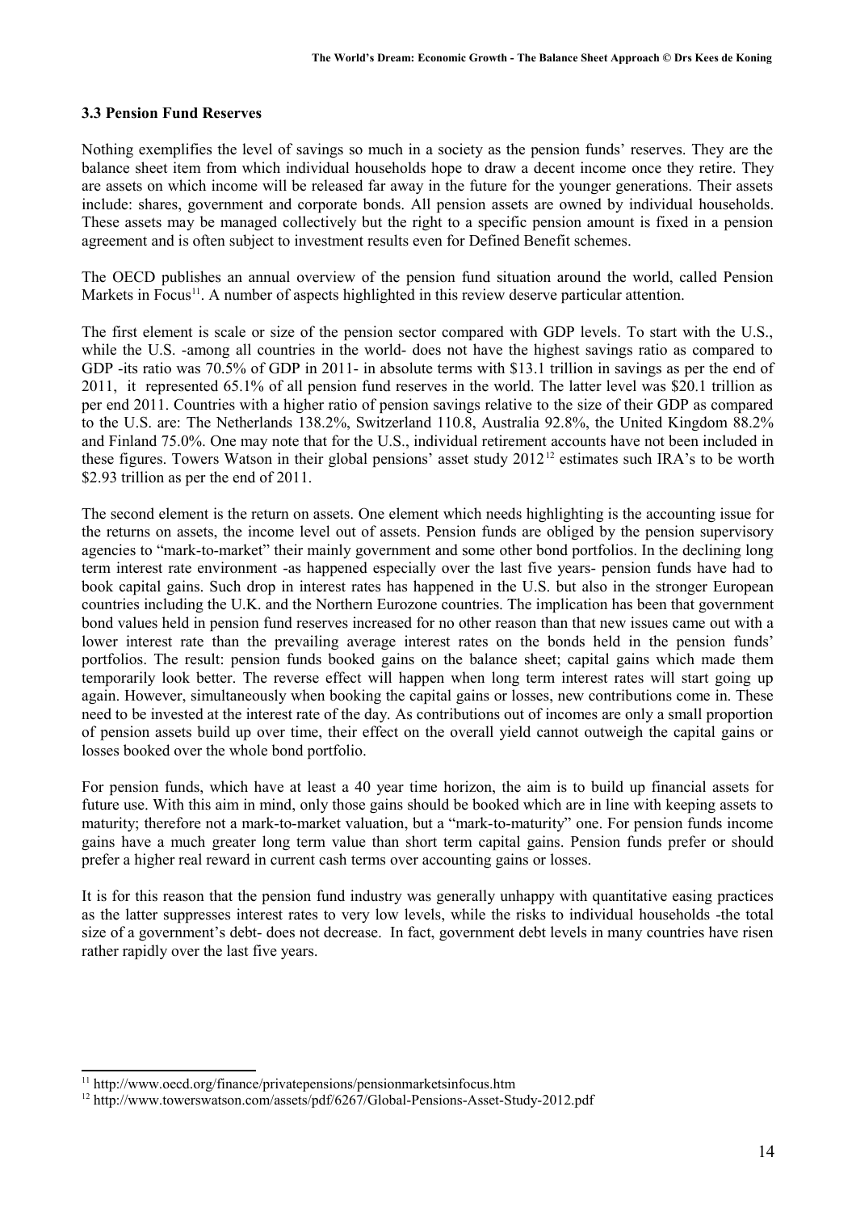### 3.3 Pension Fund Reserves

Nothing exemplifies the level of savings so much in a society as the pension funds' reserves. They are the balance sheet item from which individual households hope to draw a decent income once they retire. They are assets on which income will be released far away in the future for the younger generations. Their assets include: shares, government and corporate bonds. All pension assets are owned by individual households. These assets may be managed collectively but the right to a specific pension amount is fixed in a pension agreement and is often subject to investment results even for Defined Benefit schemes.

The OECD publishes an annual overview of the pension fund situation around the world, called Pension Markets in Focus[11]. A number of aspects highlighted in this review deserve particular attention.

The first element is scale or size of the pension sector compared with GDP levels. To start with the U.S., while the U.S. -among all countries in the world- does not have the highest savings ratio as compared to GDP -its ratio was 70.5% of GDP in 2011- in absolute terms with $13.1 trillion in savings as per the end of 2011, it represented 65.1% of all pension fund reserves in the world. The latter level was $20.1 trillion as per end 2011. Countries with a higher ratio of pension savings relative to the size of their GDP as compared to the U.S. are: The Netherlands 138.2%, Switzerland 110.8, Australia 92.8%, the United Kingdom 88.2% and Finland 75.0%. One may note that for the U.S., individual retirement accounts have not been included in these figures. Towers Watson in their global pensions' asset study 2012[12] estimates such IRA's to be worth $2.93 trillion as per the end of 2011.

The second element is the return on assets. One element which needs highlighting is the accounting issue for the returns on assets, the income level out of assets. Pension funds are obliged by the pension supervisory agencies to "mark-to-market" their mainly government and some other bond portfolios. In the declining long term interest rate environment -as happened especially over the last five years- pension funds have had to book capital gains. Such drop in interest rates has happened in the U.S. but also in the stronger European countries including the U.K. and the Northern Eurozone countries. The implication has been that government bond values held in pension fund reserves increased for no other reason than that new issues came out with a lower interest rate than the prevailing average interest rates on the bonds held in the pension funds' portfolios. The result: pension funds booked gains on the balance sheet; capital gains which made them temporarily look better. The reverse effect will happen when long term interest rates will start going up again. However, simultaneously when booking the capital gains or losses, new contributions come in. These need to be invested at the interest rate of the day. As contributions out of incomes are only a small proportion of pension assets build up over time, their effect on the overall yield cannot outweigh the capital gains or losses booked over the whole bond portfolio.

For pension funds, which have at least a 40 year time horizon, the aim is to build up financial assets for future use. With this aim in mind, only those gains should be booked which are in line with keeping assets to maturity; therefore not a mark-to-market valuation, but a "mark-to-maturity" one. For pension funds income gains have a much greater long term value than short term capital gains. Pension funds prefer or should prefer a higher real reward in current cash terms over accounting gains or losses.

It is for this reason that the pension fund industry was generally unhappy with quantitative easing practices as the latter suppresses interest rates to very low levels, while the risks to individual households -the total size of a government's debt- does not decrease. In fact, government debt levels in many countries have risen rather rapidly over the last five years.

---

[11] http://www.oecd.org/finance/privatepensions/pensionmarketsinfocus.htm

[12] http://www.towerswatson.com/assets/pdf/6267/Global-Pensions-Asset-Study-2012.pdf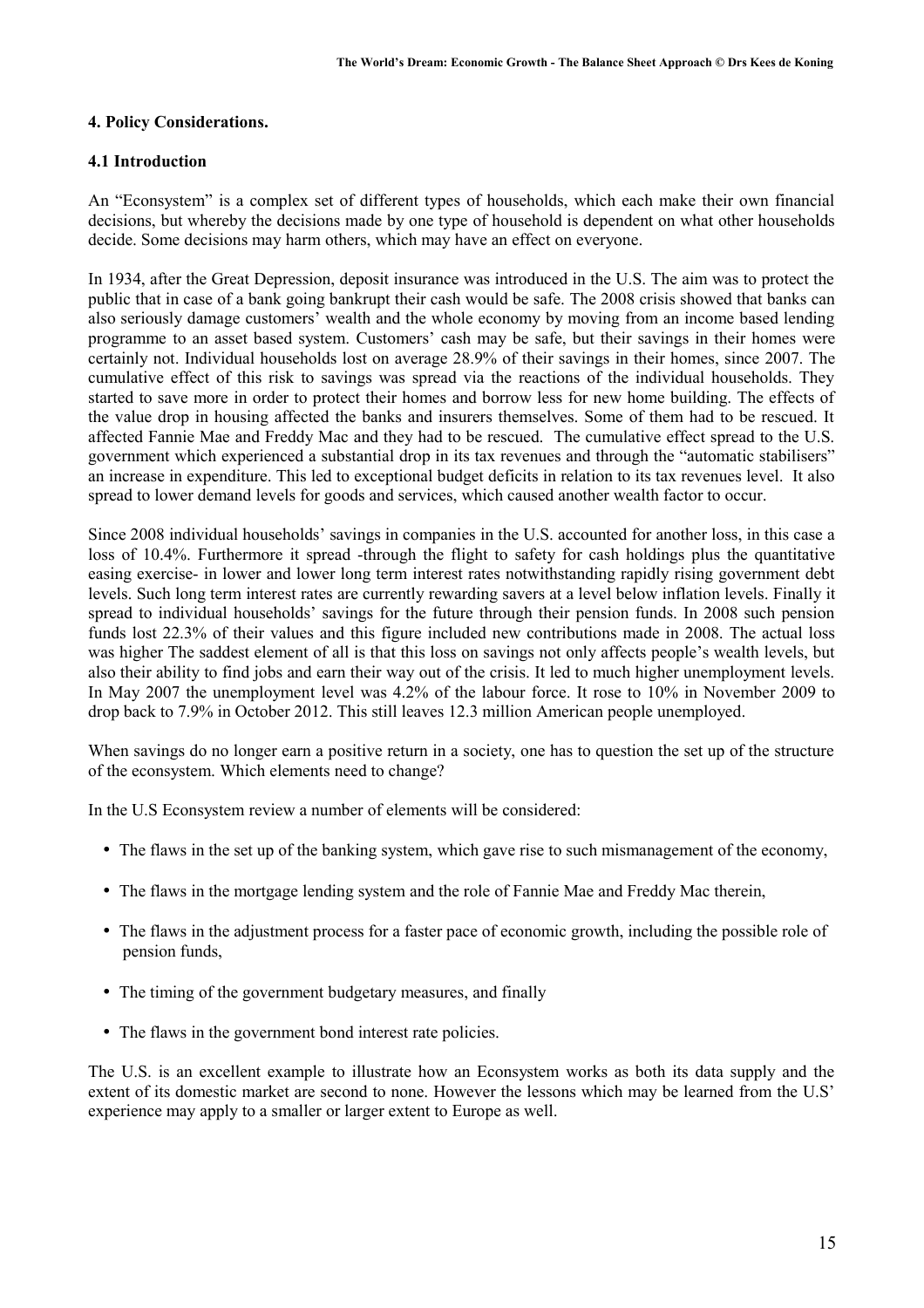#### 4. Policy Considerations.

#### 4.1 Introduction

An "Econsystem" is a complex set of different types of households, which each make their own financial decisions, but whereby the decisions made by one type of household is dependent on what other households decide. Some decisions may harm others, which may have an effect on everyone.

In 1934, after the Great Depression, deposit insurance was introduced in the U.S. The aim was to protect the public that in case of a bank going bankrupt their cash would be safe. The 2008 crisis showed that banks can also seriously damage customers' wealth and the whole economy by moving from an income based lending programme to an asset based system. Customers' cash may be safe, but their savings in their homes were certainly not. Individual households lost on average 28.9% of their savings in their homes, since 2007. The cumulative effect of this risk to savings was spread via the reactions of the individual households. They started to save more in order to protect their homes and borrow less for new home building. The effects of the value drop in housing affected the banks and insurers themselves. Some of them had to be rescued. It affected Fannie Mae and Freddy Mac and they had to be rescued. The cumulative effect spread to the U.S. government which experienced a substantial drop in its tax revenues and through the "automatic stabilisers" an increase in expenditure. This led to exceptional budget deficits in relation to its tax revenues level. It also spread to lower demand levels for goods and services, which caused another wealth factor to occur.

Since 2008 individual households' savings in companies in the U.S. accounted for another loss, in this case a loss of 10.4%. Furthermore it spread -through the flight to safety for cash holdings plus the quantitative easing exercise- in lower and lower long term interest rates notwithstanding rapidly rising government debt levels. Such long term interest rates are currently rewarding savers at a level below inflation levels. Finally it spread to individual households' savings for the future through their pension funds. In 2008 such pension funds lost 22.3% of their values and this figure included new contributions made in 2008. The actual loss was higher The saddest element of all is that this loss on savings not only affects people's wealth levels, but also their ability to find jobs and earn their way out of the crisis. It led to much higher unemployment levels. In May 2007 the unemployment level was 4.2% of the labour force. It rose to 10% in November 2009 to drop back to 7.9% in October 2012. This still leaves 12.3 million American people unemployed.

When savings do no longer earn a positive return in a society, one has to question the set up of the structure of the econsystem. Which elements need to change?

In the U.S Econsystem review a number of elements will be considered:

- The flaws in the set up of the banking system, which gave rise to such mismanagement of the economy,
- The flaws in the mortgage lending system and the role of Fannie Mae and Freddy Mac therein,
- The flaws in the adjustment process for a faster pace of economic growth, including the possible role of pension funds,
- The timing of the government budgetary measures, and finally
- The flaws in the government bond interest rate policies.

The U.S. is an excellent example to illustrate how an Econsystem works as both its data supply and the extent of its domestic market are second to none. However the lessons which may be learned from the U.S' experience may apply to a smaller or larger extent to Europe as well.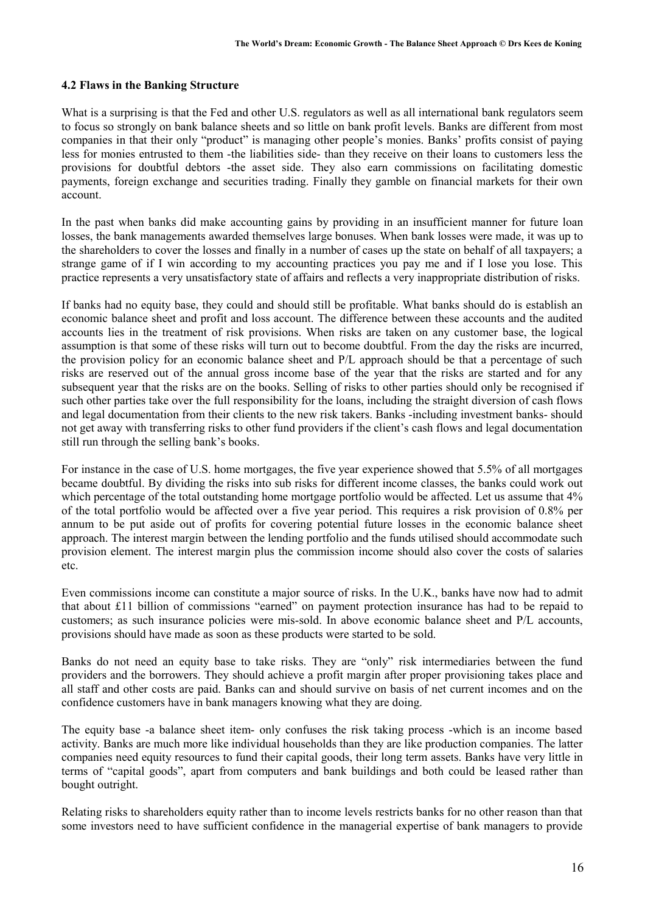#### 4.2 Flaws in the Banking Structure

What is a surprising is that the Fed and other U.S. regulators as well as all international bank regulators seem to focus so strongly on bank balance sheets and so little on bank profit levels. Banks are different from most companies in that their only "product" is managing other people's monies. Banks' profits consist of paying less for monies entrusted to them -the liabilities side- than they receive on their loans to customers less the provisions for doubtful debtors -the asset side. They also earn commissions on facilitating domestic payments, foreign exchange and securities trading. Finally they gamble on financial markets for their own account.

In the past when banks did make accounting gains by providing in an insufficient manner for future loan losses, the bank managements awarded themselves large bonuses. When bank losses were made, it was up to the shareholders to cover the losses and finally in a number of cases up the state on behalf of all taxpayers; a strange game of if I win according to my accounting practices you pay me and if I lose you lose. This practice represents a very unsatisfactory state of affairs and reflects a very inappropriate distribution of risks.

If banks had no equity base, they could and should still be profitable. What banks should do is establish an economic balance sheet and profit and loss account. The difference between these accounts and the audited accounts lies in the treatment of risk provisions. When risks are taken on any customer base, the logical assumption is that some of these risks will turn out to become doubtful. From the day the risks are incurred, the provision policy for an economic balance sheet and P/L approach should be that a percentage of such risks are reserved out of the annual gross income base of the year that the risks are started and for any subsequent year that the risks are on the books. Selling of risks to other parties should only be recognised if such other parties take over the full responsibility for the loans, including the straight diversion of cash flows and legal documentation from their clients to the new risk takers. Banks -including investment banks- should not get away with transferring risks to other fund providers if the client's cash flows and legal documentation still run through the selling bank's books.

For instance in the case of U.S. home mortgages, the five year experience showed that 5.5% of all mortgages became doubtful. By dividing the risks into sub risks for different income classes, the banks could work out which percentage of the total outstanding home mortgage portfolio would be affected. Let us assume that 4% of the total portfolio would be affected over a five year period. This requires a risk provision of 0.8% per annum to be put aside out of profits for covering potential future losses in the economic balance sheet approach. The interest margin between the lending portfolio and the funds utilised should accommodate such provision element. The interest margin plus the commission income should also cover the costs of salaries etc.

Even commissions income can constitute a major source of risks. In the U.K., banks have now had to admit that about £11 billion of commissions "earned" on payment protection insurance has had to be repaid to customers; as such insurance policies were mis-sold. In above economic balance sheet and P/L accounts, provisions should have made as soon as these products were started to be sold.

Banks do not need an equity base to take risks. They are "only" risk intermediaries between the fund providers and the borrowers. They should achieve a profit margin after proper provisioning takes place and all staff and other costs are paid. Banks can and should survive on basis of net current incomes and on the confidence customers have in bank managers knowing what they are doing.

The equity base -a balance sheet item- only confuses the risk taking process -which is an income based activity. Banks are much more like individual households than they are like production companies. The latter companies need equity resources to fund their capital goods, their long term assets. Banks have very little in terms of "capital goods", apart from computers and bank buildings and both could be leased rather than bought outright.

Relating risks to shareholders equity rather than to income levels restricts banks for no other reason than that some investors need to have sufficient confidence in the managerial expertise of bank managers to provide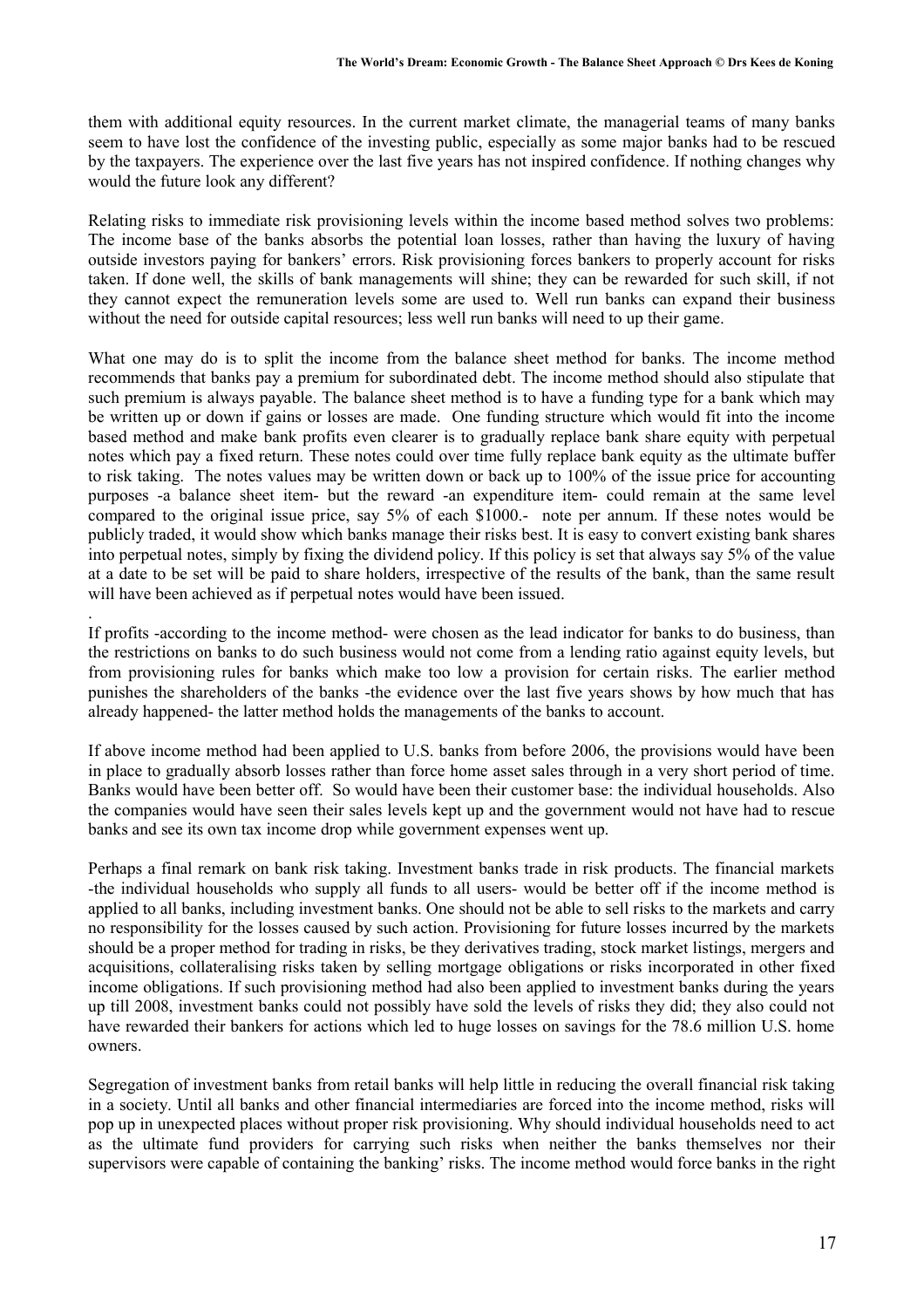them with additional equity resources. In the current market climate, the managerial teams of many banks seem to have lost the confidence of the investing public, especially as some major banks had to be rescued by the taxpayers. The experience over the last five years has not inspired confidence. If nothing changes why would the future look any different?

Relating risks to immediate risk provisioning levels within the income based method solves two problems: The income base of the banks absorbs the potential loan losses, rather than having the luxury of having outside investors paying for bankers' errors. Risk provisioning forces bankers to properly account for risks taken. If done well, the skills of bank managements will shine; they can be rewarded for such skill, if not they cannot expect the remuneration levels some are used to. Well run banks can expand their business without the need for outside capital resources; less well run banks will need to up their game.

What one may do is to split the income from the balance sheet method for banks. The income method recommends that banks pay a premium for subordinated debt. The income method should also stipulate that such premium is always payable. The balance sheet method is to have a funding type for a bank which may be written up or down if gains or losses are made. One funding structure which would fit into the income based method and make bank profits even clearer is to gradually replace bank share equity with perpetual notes which pay a fixed return. These notes could over time fully replace bank equity as the ultimate buffer to risk taking. The notes values may be written down or back up to 100% of the issue price for accounting purposes -a balance sheet item- but the reward -an expenditure item- could remain at the same level compared to the original issue price, say 5% of each $1000.- note per annum. If these notes would be publicly traded, it would show which banks manage their risks best. It is easy to convert existing bank shares into perpetual notes, simply by fixing the dividend policy. If this policy is set that always say 5% of the value at a date to be set will be paid to share holders, irrespective of the results of the bank, than the same result will have been achieved as if perpetual notes would have been issued.

If profits -according to the income method- were chosen as the lead indicator for banks to do business, than the restrictions on banks to do such business would not come from a lending ratio against equity levels, but from provisioning rules for banks which make too low a provision for certain risks. The earlier method punishes the shareholders of the banks -the evidence over the last five years shows by how much that has already happened- the latter method holds the managements of the banks to account.

If above income method had been applied to U.S. banks from before 2006, the provisions would have been in place to gradually absorb losses rather than force home asset sales through in a very short period of time. Banks would have been better off. So would have been their customer base: the individual households. Also the companies would have seen their sales levels kept up and the government would not have had to rescue banks and see its own tax income drop while government expenses went up.

Perhaps a final remark on bank risk taking. Investment banks trade in risk products. The financial markets -the individual households who supply all funds to all users- would be better off if the income method is applied to all banks, including investment banks. One should not be able to sell risks to the markets and carry no responsibility for the losses caused by such action. Provisioning for future losses incurred by the markets should be a proper method for trading in risks, be they derivatives trading, stock market listings, mergers and acquisitions, collateralising risks taken by selling mortgage obligations or risks incorporated in other fixed income obligations. If such provisioning method had also been applied to investment banks during the years up till 2008, investment banks could not possibly have sold the levels of risks they did; they also could not have rewarded their bankers for actions which led to huge losses on savings for the 78.6 million U.S. home owners.

Segregation of investment banks from retail banks will help little in reducing the overall financial risk taking in a society. Until all banks and other financial intermediaries are forced into the income method, risks will pop up in unexpected places without proper risk provisioning. Why should individual households need to act as the ultimate fund providers for carrying such risks when neither the banks themselves nor their supervisors were capable of containing the banking' risks. The income method would force banks in the right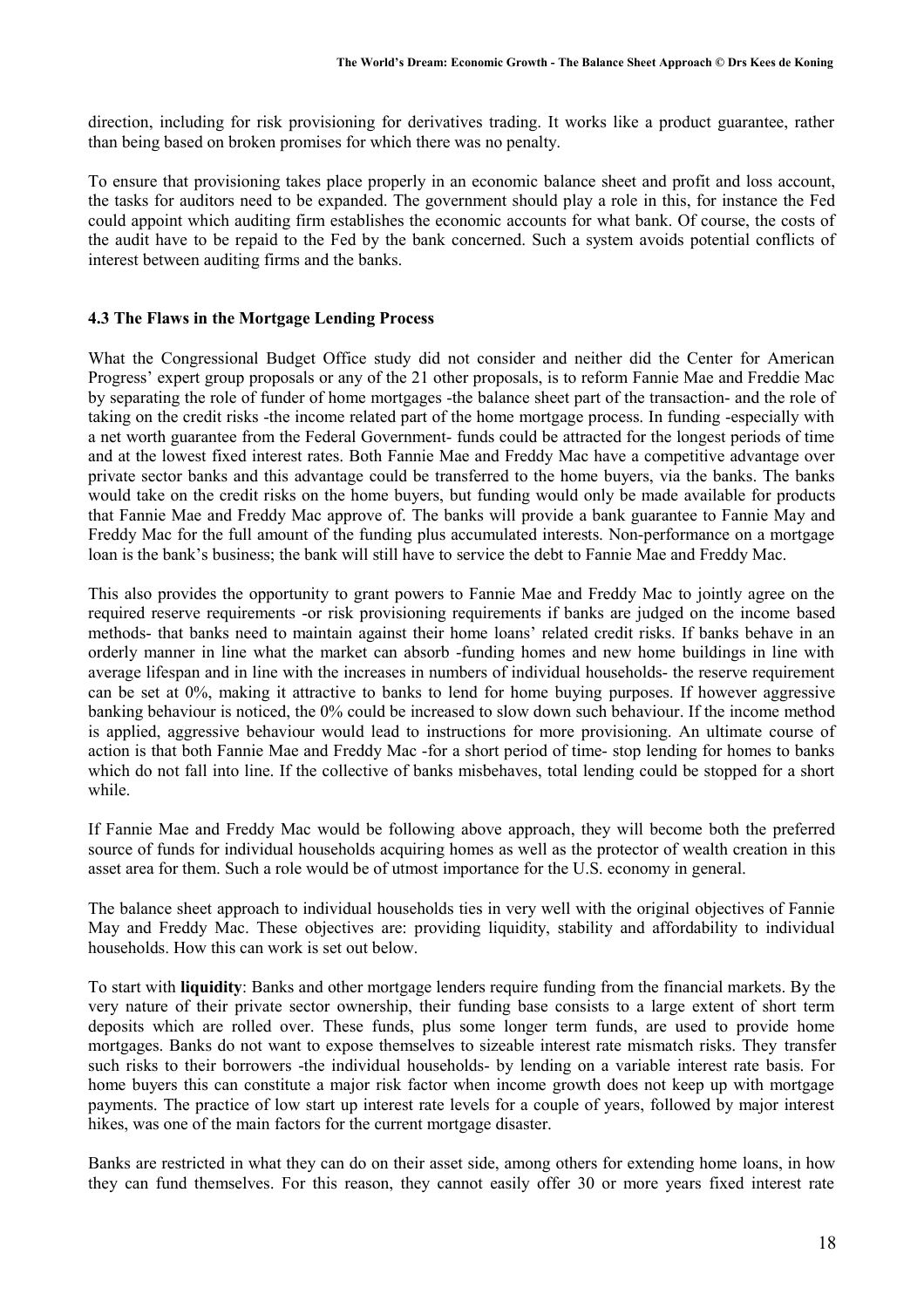direction, including for risk provisioning for derivatives trading. It works like a product guarantee, rather than being based on broken promises for which there was no penalty.

To ensure that provisioning takes place properly in an economic balance sheet and profit and loss account, the tasks for auditors need to be expanded. The government should play a role in this, for instance the Fed could appoint which auditing firm establishes the economic accounts for what bank. Of course, the costs of the audit have to be repaid to the Fed by the bank concerned. Such a system avoids potential conflicts of interest between auditing firms and the banks.

### 4.3 The Flaws in the Mortgage Lending Process

What the Congressional Budget Office study did not consider and neither did the Center for American Progress' expert group proposals or any of the 21 other proposals, is to reform Fannie Mae and Freddie Mac by separating the role of funder of home mortgages -the balance sheet part of the transaction- and the role of taking on the credit risks -the income related part of the home mortgage process. In funding -especially with a net worth guarantee from the Federal Government- funds could be attracted for the longest periods of time and at the lowest fixed interest rates. Both Fannie Mae and Freddy Mac have a competitive advantage over private sector banks and this advantage could be transferred to the home buyers, via the banks. The banks would take on the credit risks on the home buyers, but funding would only be made available for products that Fannie Mae and Freddy Mac approve of. The banks will provide a bank guarantee to Fannie May and Freddy Mac for the full amount of the funding plus accumulated interests. Non-performance on a mortgage loan is the bank's business; the bank will still have to service the debt to Fannie Mae and Freddy Mac.

This also provides the opportunity to grant powers to Fannie Mae and Freddy Mac to jointly agree on the required reserve requirements -or risk provisioning requirements if banks are judged on the income based methods- that banks need to maintain against their home loans' related credit risks. If banks behave in an orderly manner in line what the market can absorb -funding homes and new home buildings in line with average lifespan and in line with the increases in numbers of individual households- the reserve requirement can be set at 0%, making it attractive to banks to lend for home buying purposes. If however aggressive banking behaviour is noticed, the 0% could be increased to slow down such behaviour. If the income method is applied, aggressive behaviour would lead to instructions for more provisioning. An ultimate course of action is that both Fannie Mae and Freddy Mac -for a short period of time- stop lending for homes to banks which do not fall into line. If the collective of banks misbehaves, total lending could be stopped for a short while.

If Fannie Mae and Freddy Mac would be following above approach, they will become both the preferred source of funds for individual households acquiring homes as well as the protector of wealth creation in this asset area for them. Such a role would be of utmost importance for the U.S. economy in general.

The balance sheet approach to individual households ties in very well with the original objectives of Fannie May and Freddy Mac. These objectives are: providing liquidity, stability and affordability to individual households. How this can work is set out below.

To start with **liquidity**: Banks and other mortgage lenders require funding from the financial markets. By the very nature of their private sector ownership, their funding base consists to a large extent of short term deposits which are rolled over. These funds, plus some longer term funds, are used to provide home mortgages. Banks do not want to expose themselves to sizeable interest rate mismatch risks. They transfer such risks to their borrowers -the individual households- by lending on a variable interest rate basis. For home buyers this can constitute a major risk factor when income growth does not keep up with mortgage payments. The practice of low start up interest rate levels for a couple of years, followed by major interest hikes, was one of the main factors for the current mortgage disaster.

Banks are restricted in what they can do on their asset side, among others for extending home loans, in how they can fund themselves. For this reason, they cannot easily offer 30 or more years fixed interest rate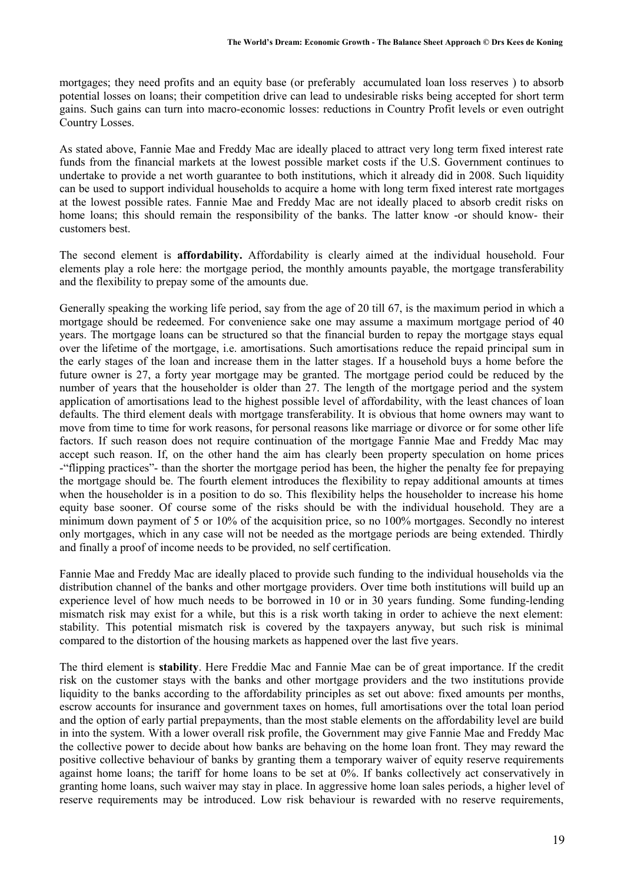mortgages; they need profits and an equity base (or preferably accumulated loan loss reserves ) to absorb potential losses on loans; their competition drive can lead to undesirable risks being accepted for short term gains. Such gains can turn into macro-economic losses: reductions in Country Profit levels or even outright Country Losses.

As stated above, Fannie Mae and Freddy Mac are ideally placed to attract very long term fixed interest rate funds from the financial markets at the lowest possible market costs if the U.S. Government continues to undertake to provide a net worth guarantee to both institutions, which it already did in 2008. Such liquidity can be used to support individual households to acquire a home with long term fixed interest rate mortgages at the lowest possible rates. Fannie Mae and Freddy Mac are not ideally placed to absorb credit risks on home loans; this should remain the responsibility of the banks. The latter know -or should know- their customers best.

The second element is **affordability.** Affordability is clearly aimed at the individual household. Four elements play a role here: the mortgage period, the monthly amounts payable, the mortgage transferability and the flexibility to prepay some of the amounts due.

Generally speaking the working life period, say from the age of 20 till 67, is the maximum period in which a mortgage should be redeemed. For convenience sake one may assume a maximum mortgage period of 40 years. The mortgage loans can be structured so that the financial burden to repay the mortgage stays equal over the lifetime of the mortgage, i.e. amortisations. Such amortisations reduce the repaid principal sum in the early stages of the loan and increase them in the latter stages. If a household buys a home before the future owner is 27, a forty year mortgage may be granted. The mortgage period could be reduced by the number of years that the householder is older than 27. The length of the mortgage period and the system application of amortisations lead to the highest possible level of affordability, with the least chances of loan defaults. The third element deals with mortgage transferability. It is obvious that home owners may want to move from time to time for work reasons, for personal reasons like marriage or divorce or for some other life factors. If such reason does not require continuation of the mortgage Fannie Mae and Freddy Mac may accept such reason. If, on the other hand the aim has clearly been property speculation on home prices -"flipping practices"- than the shorter the mortgage period has been, the higher the penalty fee for prepaying the mortgage should be. The fourth element introduces the flexibility to repay additional amounts at times when the householder is in a position to do so. This flexibility helps the householder to increase his home equity base sooner. Of course some of the risks should be with the individual household. They are a minimum down payment of 5 or 10% of the acquisition price, so no 100% mortgages. Secondly no interest only mortgages, which in any case will not be needed as the mortgage periods are being extended. Thirdly and finally a proof of income needs to be provided, no self certification.

Fannie Mae and Freddy Mac are ideally placed to provide such funding to the individual households via the distribution channel of the banks and other mortgage providers. Over time both institutions will build up an experience level of how much needs to be borrowed in 10 or in 30 years funding. Some funding-lending mismatch risk may exist for a while, but this is a risk worth taking in order to achieve the next element: stability. This potential mismatch risk is covered by the taxpayers anyway, but such risk is minimal compared to the distortion of the housing markets as happened over the last five years.

The third element is **stability**. Here Freddie Mac and Fannie Mae can be of great importance. If the credit risk on the customer stays with the banks and other mortgage providers and the two institutions provide liquidity to the banks according to the affordability principles as set out above: fixed amounts per months, escrow accounts for insurance and government taxes on homes, full amortisations over the total loan period and the option of early partial prepayments, than the most stable elements on the affordability level are build in into the system. With a lower overall risk profile, the Government may give Fannie Mae and Freddy Mac the collective power to decide about how banks are behaving on the home loan front. They may reward the positive collective behaviour of banks by granting them a temporary waiver of equity reserve requirements against home loans; the tariff for home loans to be set at 0%. If banks collectively act conservatively in granting home loans, such waiver may stay in place. In aggressive home loan sales periods, a higher level of reserve requirements may be introduced. Low risk behaviour is rewarded with no reserve requirements,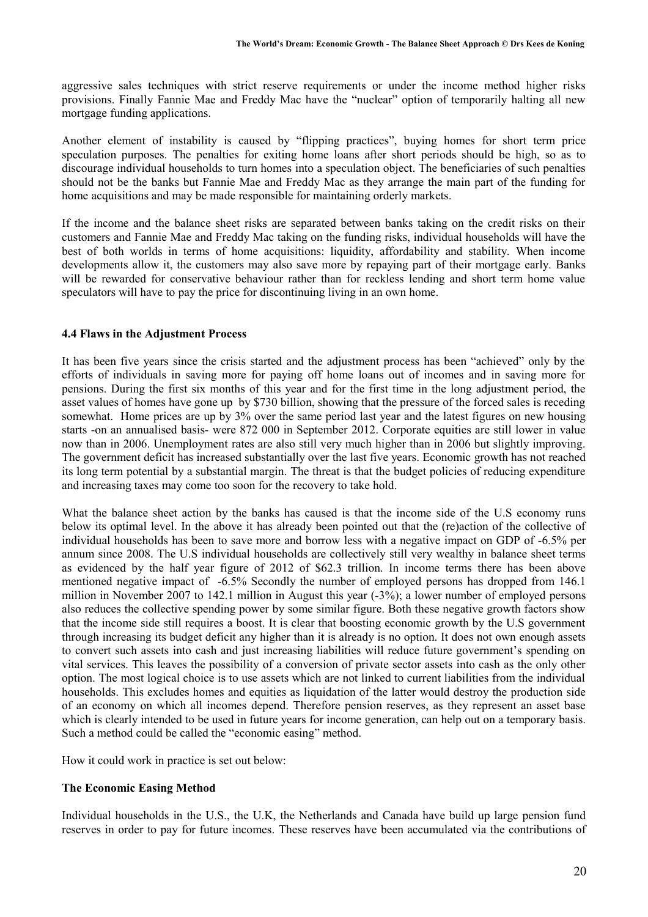aggressive sales techniques with strict reserve requirements or under the income method higher risks provisions. Finally Fannie Mae and Freddy Mac have the "nuclear" option of temporarily halting all new mortgage funding applications.

Another element of instability is caused by "flipping practices", buying homes for short term price speculation purposes. The penalties for exiting home loans after short periods should be high, so as to discourage individual households to turn homes into a speculation object. The beneficiaries of such penalties should not be the banks but Fannie Mae and Freddy Mac as they arrange the main part of the funding for home acquisitions and may be made responsible for maintaining orderly markets.

If the income and the balance sheet risks are separated between banks taking on the credit risks on their customers and Fannie Mae and Freddy Mac taking on the funding risks, individual households will have the best of both worlds in terms of home acquisitions: liquidity, affordability and stability. When income developments allow it, the customers may also save more by repaying part of their mortgage early. Banks will be rewarded for conservative behaviour rather than for reckless lending and short term home value speculators will have to pay the price for discontinuing living in an own home.

### 4.4 Flaws in the Adjustment Process

It has been five years since the crisis started and the adjustment process has been "achieved" only by the efforts of individuals in saving more for paying off home loans out of incomes and in saving more for pensions. During the first six months of this year and for the first time in the long adjustment period, the asset values of homes have gone up by $730 billion, showing that the pressure of the forced sales is receding somewhat. Home prices are up by 3% over the same period last year and the latest figures on new housing starts -on an annualised basis- were 872 000 in September 2012. Corporate equities are still lower in value now than in 2006. Unemployment rates are also still very much higher than in 2006 but slightly improving. The government deficit has increased substantially over the last five years. Economic growth has not reached its long term potential by a substantial margin. The threat is that the budget policies of reducing expenditure and increasing taxes may come too soon for the recovery to take hold.

What the balance sheet action by the banks has caused is that the income side of the U.S economy runs below its optimal level. In the above it has already been pointed out that the (re)action of the collective of individual households has been to save more and borrow less with a negative impact on GDP of -6.5% per annum since 2008. The U.S individual households are collectively still very wealthy in balance sheet terms as evidenced by the half year figure of 2012 of $62.3 trillion. In income terms there has been above mentioned negative impact of -6.5% Secondly the number of employed persons has dropped from 146.1 million in November 2007 to 142.1 million in August this year (-3%); a lower number of employed persons also reduces the collective spending power by some similar figure. Both these negative growth factors show that the income side still requires a boost. It is clear that boosting economic growth by the U.S government through increasing its budget deficit any higher than it is already is no option. It does not own enough assets to convert such assets into cash and just increasing liabilities will reduce future government's spending on vital services. This leaves the possibility of a conversion of private sector assets into cash as the only other option. The most logical choice is to use assets which are not linked to current liabilities from the individual households. This excludes homes and equities as liquidation of the latter would destroy the production side of an economy on which all incomes depend. Therefore pension reserves, as they represent an asset base which is clearly intended to be used in future years for income generation, can help out on a temporary basis. Such a method could be called the "economic easing" method.

How it could work in practice is set out below:

**The Economic Easing Method**

Individual households in the U.S., the U.K, the Netherlands and Canada have build up large pension fund reserves in order to pay for future incomes. These reserves have been accumulated via the contributions of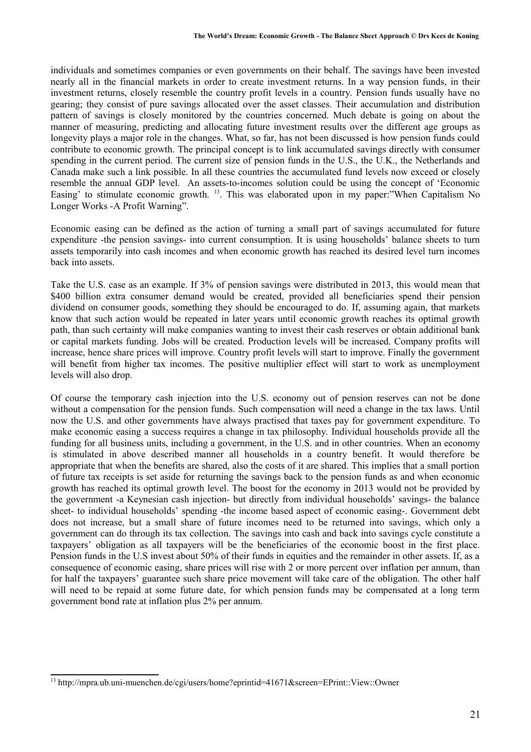individuals and sometimes companies or even governments on their behalf. The savings have been invested nearly all in the financial markets in order to create investment returns. In a way pension funds, in their investment returns, closely resemble the country profit levels in a country. Pension funds usually have no gearing; they consist of pure savings allocated over the asset classes. Their accumulation and distribution pattern of savings is closely monitored by the countries concerned. Much debate is going on about the manner of measuring, predicting and allocating future investment results over the different age groups as longevity plays a major role in the changes. What, so far, has not been discussed is how pension funds could contribute to economic growth. The principal concept is to link accumulated savings directly with consumer spending in the current period. The current size of pension funds in the U.S., the U.K., the Netherlands and Canada make such a link possible. In all these countries the accumulated fund levels now exceed or closely resemble the annual GDP level. An assets-to-incomes solution could be using the concept of 'Economic Easing' to stimulate economic growth. [13]. This was elaborated upon in my paper:"When Capitalism No Longer Works -A Profit Warning".

Economic easing can be defined as the action of turning a small part of savings accumulated for future expenditure -the pension savings- into current consumption. It is using households' balance sheets to turn assets temporarily into cash incomes and when economic growth has reached its desired level turn incomes back into assets.

Take the U.S. case as an example. If 3% of pension savings were distributed in 2013, this would mean that $400 billion extra consumer demand would be created, provided all beneficiaries spend their pension dividend on consumer goods, something they should be encouraged to do. If, assuming again, that markets know that such action would be repeated in later years until economic growth reaches its optimal growth path, than such certainty will make companies wanting to invest their cash reserves or obtain additional bank or capital markets funding. Jobs will be created. Production levels will be increased. Company profits will increase, hence share prices will improve. Country profit levels will start to improve. Finally the government will benefit from higher tax incomes. The positive multiplier effect will start to work as unemployment levels will also drop.

Of course the temporary cash injection into the U.S. economy out of pension reserves can not be done without a compensation for the pension funds. Such compensation will need a change in the tax laws. Until now the U.S. and other governments have always practised that taxes pay for government expenditure. To make economic easing a success requires a change in tax philosophy. Individual households provide all the funding for all business units, including a government, in the U.S. and in other countries. When an economy is stimulated in above described manner all households in a country benefit. It would therefore be appropriate that when the benefits are shared, also the costs of it are shared. This implies that a small portion of future tax receipts is set aside for returning the savings back to the pension funds as and when economic growth has reached its optimal growth level. The boost for the economy in 2013 would not be provided by the government -a Keynesian cash injection- but directly from individual households' savings- the balance sheet- to individual households' spending -the income based aspect of economic easing-. Government debt does not increase, but a small share of future incomes need to be returned into savings, which only a government can do through its tax collection. The savings into cash and back into savings cycle constitute a taxpayers' obligation as all taxpayers will be the beneficiaries of the economic boost in the first place. Pension funds in the U.S invest about 50% of their funds in equities and the remainder in other assets. If, as a consequence of economic easing, share prices will rise with 2 or more percent over inflation per annum, than for half the taxpayers' guarantee such share price movement will take care of the obligation. The other half will need to be repaid at some future date, for which pension funds may be compensated at a long term government bond rate at inflation plus 2% per annum.

[13] http://mpra.ub.uni-muenchen.de/cgi/users/home?eprintid=41671&screen=EPrint::View::Owner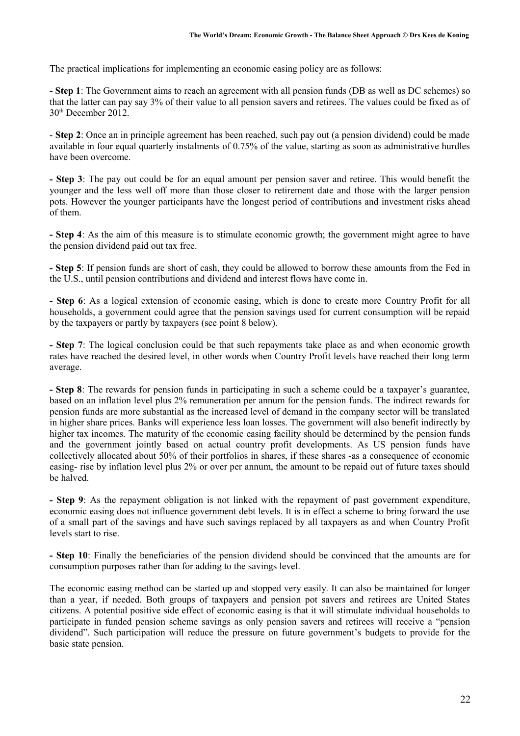The practical implications for implementing an economic easing policy are as follows:

**- Step 1**: The Government aims to reach an agreement with all pension funds (DB as well as DC schemes) so that the latter can pay say 3% of their value to all pension savers and retirees. The values could be fixed as of 30th December 2012.

- **Step 2**: Once an in principle agreement has been reached, such pay out (a pension dividend) could be made available in four equal quarterly instalments of 0.75% of the value, starting as soon as administrative hurdles have been overcome.

**- Step 3**: The pay out could be for an equal amount per pension saver and retiree. This would benefit the younger and the less well off more than those closer to retirement date and those with the larger pension pots. However the younger participants have the longest period of contributions and investment risks ahead of them.

**- Step 4**: As the aim of this measure is to stimulate economic growth; the government might agree to have the pension dividend paid out tax free.

**- Step 5**: If pension funds are short of cash, they could be allowed to borrow these amounts from the Fed in the U.S., until pension contributions and dividend and interest flows have come in.

**- Step 6**: As a logical extension of economic easing, which is done to create more Country Profit for all households, a government could agree that the pension savings used for current consumption will be repaid by the taxpayers or partly by taxpayers (see point 8 below).

**- Step 7**: The logical conclusion could be that such repayments take place as and when economic growth rates have reached the desired level, in other words when Country Profit levels have reached their long term average.

**- Step 8**: The rewards for pension funds in participating in such a scheme could be a taxpayer's guarantee, based on an inflation level plus 2% remuneration per annum for the pension funds. The indirect rewards for pension funds are more substantial as the increased level of demand in the company sector will be translated in higher share prices. Banks will experience less loan losses. The government will also benefit indirectly by higher tax incomes. The maturity of the economic easing facility should be determined by the pension funds and the government jointly based on actual country profit developments. As US pension funds have collectively allocated about 50% of their portfolios in shares, if these shares -as a consequence of economic easing- rise by inflation level plus 2% or over per annum, the amount to be repaid out of future taxes should be halved.

**- Step 9**: As the repayment obligation is not linked with the repayment of past government expenditure, economic easing does not influence government debt levels. It is in effect a scheme to bring forward the use of a small part of the savings and have such savings replaced by all taxpayers as and when Country Profit levels start to rise.

**- Step 10**: Finally the beneficiaries of the pension dividend should be convinced that the amounts are for consumption purposes rather than for adding to the savings level.

The economic easing method can be started up and stopped very easily. It can also be maintained for longer than a year, if needed. Both groups of taxpayers and pension pot savers and retirees are United States citizens. A potential positive side effect of economic easing is that it will stimulate individual households to participate in funded pension scheme savings as only pension savers and retirees will receive a "pension dividend". Such participation will reduce the pressure on future government's budgets to provide for the basic state pension.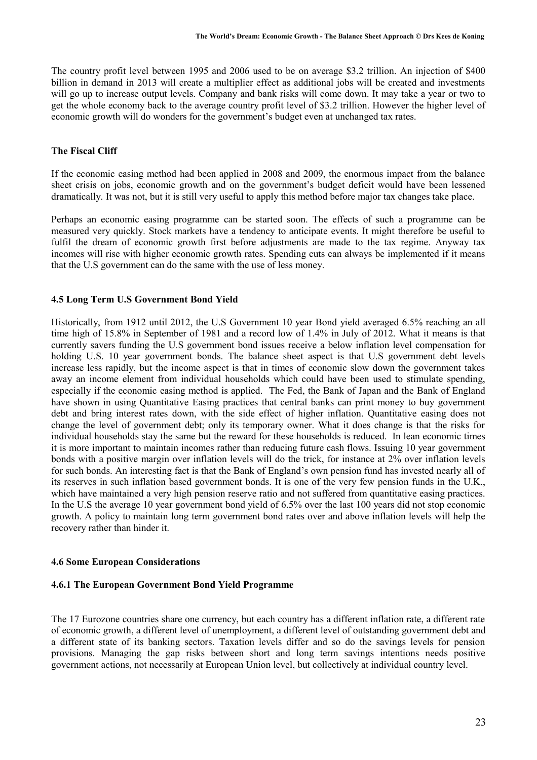The country profit level between 1995 and 2006 used to be on average $3.2 trillion. An injection of $400 billion in demand in 2013 will create a multiplier effect as additional jobs will be created and investments will go up to increase output levels. Company and bank risks will come down. It may take a year or two to get the whole economy back to the average country profit level of $3.2 trillion. However the higher level of economic growth will do wonders for the government's budget even at unchanged tax rates.

**The Fiscal Cliff**

If the economic easing method had been applied in 2008 and 2009, the enormous impact from the balance sheet crisis on jobs, economic growth and on the government's budget deficit would have been lessened dramatically. It was not, but it is still very useful to apply this method before major tax changes take place.

Perhaps an economic easing programme can be started soon. The effects of such a programme can be measured very quickly. Stock markets have a tendency to anticipate events. It might therefore be useful to fulfil the dream of economic growth first before adjustments are made to the tax regime. Anyway tax incomes will rise with higher economic growth rates. Spending cuts can always be implemented if it means that the U.S government can do the same with the use of less money.

### 4.5 Long Term U.S Government Bond Yield

Historically, from 1912 until 2012, the U.S Government 10 year Bond yield averaged 6.5% reaching an all time high of 15.8% in September of 1981 and a record low of 1.4% in July of 2012. What it means is that currently savers funding the U.S government bond issues receive a below inflation level compensation for holding U.S. 10 year government bonds. The balance sheet aspect is that U.S government debt levels increase less rapidly, but the income aspect is that in times of economic slow down the government takes away an income element from individual households which could have been used to stimulate spending, especially if the economic easing method is applied. The Fed, the Bank of Japan and the Bank of England have shown in using Quantitative Easing practices that central banks can print money to buy government debt and bring interest rates down, with the side effect of higher inflation. Quantitative easing does not change the level of government debt; only its temporary owner. What it does change is that the risks for individual households stay the same but the reward for these households is reduced. In lean economic times it is more important to maintain incomes rather than reducing future cash flows. Issuing 10 year government bonds with a positive margin over inflation levels will do the trick, for instance at 2% over inflation levels for such bonds. An interesting fact is that the Bank of England's own pension fund has invested nearly all of its reserves in such inflation based government bonds. It is one of the very few pension funds in the U.K., which have maintained a very high pension reserve ratio and not suffered from quantitative easing practices. In the U.S the average 10 year government bond yield of 6.5% over the last 100 years did not stop economic growth. A policy to maintain long term government bond rates over and above inflation levels will help the recovery rather than hinder it.

### 4.6 Some European Considerations

#### 4.6.1 The European Government Bond Yield Programme

The 17 Eurozone countries share one currency, but each country has a different inflation rate, a different rate of economic growth, a different level of unemployment, a different level of outstanding government debt and a different state of its banking sectors. Taxation levels differ and so do the savings levels for pension provisions. Managing the gap risks between short and long term savings intentions needs positive government actions, not necessarily at European Union level, but collectively at individual country level.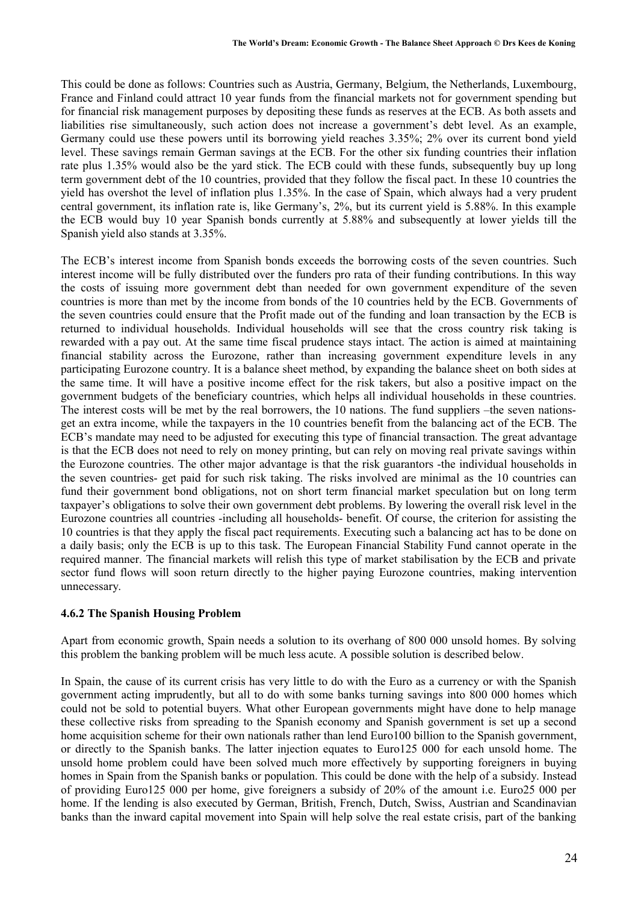This could be done as follows: Countries such as Austria, Germany, Belgium, the Netherlands, Luxembourg, France and Finland could attract 10 year funds from the financial markets not for government spending but for financial risk management purposes by depositing these funds as reserves at the ECB. As both assets and liabilities rise simultaneously, such action does not increase a government's debt level. As an example, Germany could use these powers until its borrowing yield reaches 3.35%; 2% over its current bond yield level. These savings remain German savings at the ECB. For the other six funding countries their inflation rate plus 1.35% would also be the yard stick. The ECB could with these funds, subsequently buy up long term government debt of the 10 countries, provided that they follow the fiscal pact. In these 10 countries the yield has overshot the level of inflation plus 1.35%. In the case of Spain, which always had a very prudent central government, its inflation rate is, like Germany's, 2%, but its current yield is 5.88%. In this example the ECB would buy 10 year Spanish bonds currently at 5.88% and subsequently at lower yields till the Spanish yield also stands at 3.35%.

The ECB's interest income from Spanish bonds exceeds the borrowing costs of the seven countries. Such interest income will be fully distributed over the funders pro rata of their funding contributions. In this way the costs of issuing more government debt than needed for own government expenditure of the seven countries is more than met by the income from bonds of the 10 countries held by the ECB. Governments of the seven countries could ensure that the Profit made out of the funding and loan transaction by the ECB is returned to individual households. Individual households will see that the cross country risk taking is rewarded with a pay out. At the same time fiscal prudence stays intact. The action is aimed at maintaining financial stability across the Eurozone, rather than increasing government expenditure levels in any participating Eurozone country. It is a balance sheet method, by expanding the balance sheet on both sides at the same time. It will have a positive income effect for the risk takers, but also a positive impact on the government budgets of the beneficiary countries, which helps all individual households in these countries. The interest costs will be met by the real borrowers, the 10 nations. The fund suppliers –the seven nations- get an extra income, while the taxpayers in the 10 countries benefit from the balancing act of the ECB. The ECB's mandate may need to be adjusted for executing this type of financial transaction. The great advantage is that the ECB does not need to rely on money printing, but can rely on moving real private savings within the Eurozone countries. The other major advantage is that the risk guarantors -the individual households in the seven countries- get paid for such risk taking. The risks involved are minimal as the 10 countries can fund their government bond obligations, not on short term financial market speculation but on long term taxpayer's obligations to solve their own government debt problems. By lowering the overall risk level in the Eurozone countries all countries -including all households- benefit. Of course, the criterion for assisting the 10 countries is that they apply the fiscal pact requirements. Executing such a balancing act has to be done on a daily basis; only the ECB is up to this task. The European Financial Stability Fund cannot operate in the required manner. The financial markets will relish this type of market stabilisation by the ECB and private sector fund flows will soon return directly to the higher paying Eurozone countries, making intervention unnecessary.

#### 4.6.2 The Spanish Housing Problem

Apart from economic growth, Spain needs a solution to its overhang of 800 000 unsold homes. By solving this problem the banking problem will be much less acute. A possible solution is described below.

In Spain, the cause of its current crisis has very little to do with the Euro as a currency or with the Spanish government acting imprudently, but all to do with some banks turning savings into 800 000 homes which could not be sold to potential buyers. What other European governments might have done to help manage these collective risks from spreading to the Spanish economy and Spanish government is set up a second home acquisition scheme for their own nationals rather than lend Euro100 billion to the Spanish government, or directly to the Spanish banks. The latter injection equates to Euro125 000 for each unsold home. The unsold home problem could have been solved much more effectively by supporting foreigners in buying homes in Spain from the Spanish banks or population. This could be done with the help of a subsidy. Instead of providing Euro125 000 per home, give foreigners a subsidy of 20% of the amount i.e. Euro25 000 per home. If the lending is also executed by German, British, French, Dutch, Swiss, Austrian and Scandinavian banks than the inward capital movement into Spain will help solve the real estate crisis, part of the banking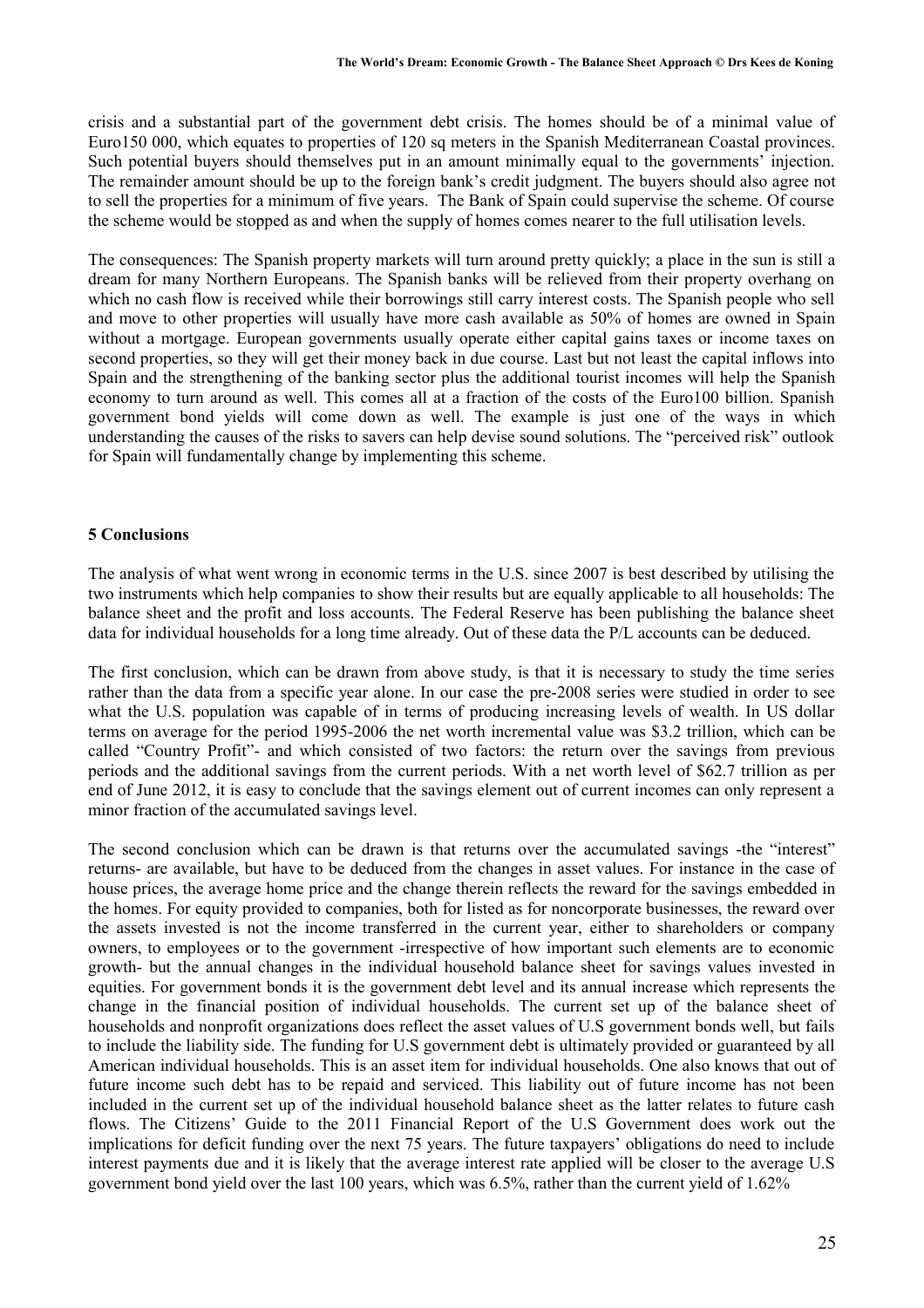crisis and a substantial part of the government debt crisis. The homes should be of a minimal value of Euro150 000, which equates to properties of 120 sq meters in the Spanish Mediterranean Coastal provinces. Such potential buyers should themselves put in an amount minimally equal to the governments' injection. The remainder amount should be up to the foreign bank's credit judgment. The buyers should also agree not to sell the properties for a minimum of five years. The Bank of Spain could supervise the scheme. Of course the scheme would be stopped as and when the supply of homes comes nearer to the full utilisation levels.

The consequences: The Spanish property markets will turn around pretty quickly; a place in the sun is still a dream for many Northern Europeans. The Spanish banks will be relieved from their property overhang on which no cash flow is received while their borrowings still carry interest costs. The Spanish people who sell and move to other properties will usually have more cash available as 50% of homes are owned in Spain without a mortgage. European governments usually operate either capital gains taxes or income taxes on second properties, so they will get their money back in due course. Last but not least the capital inflows into Spain and the strengthening of the banking sector plus the additional tourist incomes will help the Spanish economy to turn around as well. This comes all at a fraction of the costs of the Euro100 billion. Spanish government bond yields will come down as well. The example is just one of the ways in which understanding the causes of the risks to savers can help devise sound solutions. The "perceived risk" outlook for Spain will fundamentally change by implementing this scheme.

## 5 Conclusions

The analysis of what went wrong in economic terms in the U.S. since 2007 is best described by utilising the two instruments which help companies to show their results but are equally applicable to all households: The balance sheet and the profit and loss accounts. The Federal Reserve has been publishing the balance sheet data for individual households for a long time already. Out of these data the P/L accounts can be deduced.

The first conclusion, which can be drawn from above study, is that it is necessary to study the time series rather than the data from a specific year alone. In our case the pre-2008 series were studied in order to see what the U.S. population was capable of in terms of producing increasing levels of wealth. In US dollar terms on average for the period 1995-2006 the net worth incremental value was \$3.2 trillion, which can be called "Country Profit"- and which consisted of two factors: the return over the savings from previous periods and the additional savings from the current periods. With a net worth level of \$62.7 trillion as per end of June 2012, it is easy to conclude that the savings element out of current incomes can only represent a minor fraction of the accumulated savings level.

The second conclusion which can be drawn is that returns over the accumulated savings -the "interest" returns- are available, but have to be deduced from the changes in asset values. For instance in the case of house prices, the average home price and the change therein reflects the reward for the savings embedded in the homes. For equity provided to companies, both for listed as for noncorporate businesses, the reward over the assets invested is not the income transferred in the current year, either to shareholders or company owners, to employees or to the government -irrespective of how important such elements are to economic growth- but the annual changes in the individual household balance sheet for savings values invested in equities. For government bonds it is the government debt level and its annual increase which represents the change in the financial position of individual households. The current set up of the balance sheet of households and nonprofit organizations does reflect the asset values of U.S government bonds well, but fails to include the liability side. The funding for U.S government debt is ultimately provided or guaranteed by all American individual households. This is an asset item for individual households. One also knows that out of future income such debt has to be repaid and serviced. This liability out of future income has not been included in the current set up of the individual household balance sheet as the latter relates to future cash flows. The Citizens' Guide to the 2011 Financial Report of the U.S Government does work out the implications for deficit funding over the next 75 years. The future taxpayers' obligations do need to include interest payments due and it is likely that the average interest rate applied will be closer to the average U.S government bond yield over the last 100 years, which was 6.5%, rather than the current yield of 1.62%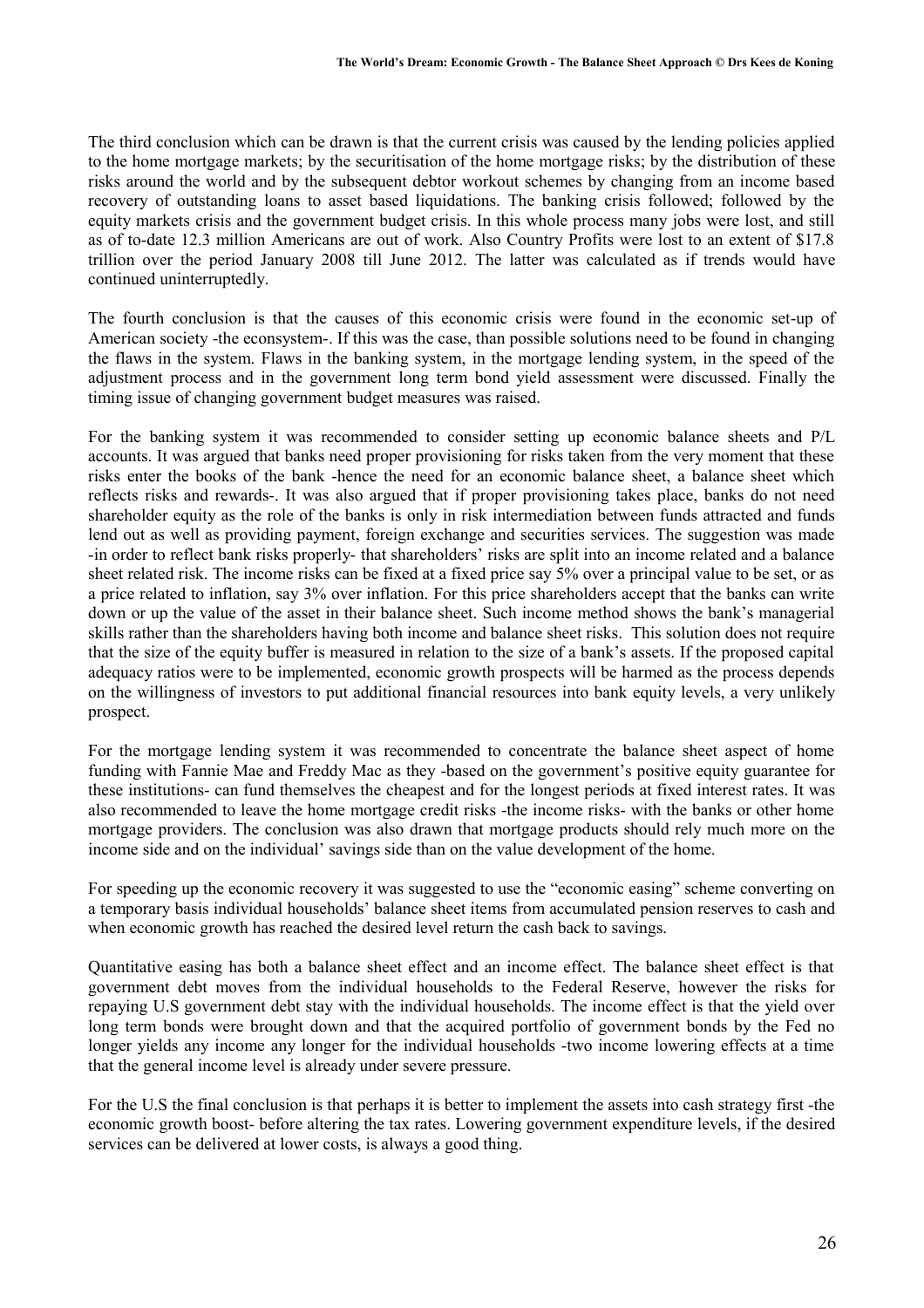The third conclusion which can be drawn is that the current crisis was caused by the lending policies applied to the home mortgage markets; by the securitisation of the home mortgage risks; by the distribution of these risks around the world and by the subsequent debtor workout schemes by changing from an income based recovery of outstanding loans to asset based liquidations. The banking crisis followed; followed by the equity markets crisis and the government budget crisis. In this whole process many jobs were lost, and still as of to-date 12.3 million Americans are out of work. Also Country Profits were lost to an extent of $17.8 trillion over the period January 2008 till June 2012. The latter was calculated as if trends would have continued uninterruptedly.

The fourth conclusion is that the causes of this economic crisis were found in the economic set-up of American society -the econsystem-. If this was the case, than possible solutions need to be found in changing the flaws in the system. Flaws in the banking system, in the mortgage lending system, in the speed of the adjustment process and in the government long term bond yield assessment were discussed. Finally the timing issue of changing government budget measures was raised.

For the banking system it was recommended to consider setting up economic balance sheets and P/L accounts. It was argued that banks need proper provisioning for risks taken from the very moment that these risks enter the books of the bank -hence the need for an economic balance sheet, a balance sheet which reflects risks and rewards-. It was also argued that if proper provisioning takes place, banks do not need shareholder equity as the role of the banks is only in risk intermediation between funds attracted and funds lend out as well as providing payment, foreign exchange and securities services. The suggestion was made -in order to reflect bank risks properly- that shareholders' risks are split into an income related and a balance sheet related risk. The income risks can be fixed at a fixed price say 5% over a principal value to be set, or as a price related to inflation, say 3% over inflation. For this price shareholders accept that the banks can write down or up the value of the asset in their balance sheet. Such income method shows the bank's managerial skills rather than the shareholders having both income and balance sheet risks. This solution does not require that the size of the equity buffer is measured in relation to the size of a bank's assets. If the proposed capital adequacy ratios were to be implemented, economic growth prospects will be harmed as the process depends on the willingness of investors to put additional financial resources into bank equity levels, a very unlikely prospect.

For the mortgage lending system it was recommended to concentrate the balance sheet aspect of home funding with Fannie Mae and Freddy Mac as they -based on the government's positive equity guarantee for these institutions- can fund themselves the cheapest and for the longest periods at fixed interest rates. It was also recommended to leave the home mortgage credit risks -the income risks- with the banks or other home mortgage providers. The conclusion was also drawn that mortgage products should rely much more on the income side and on the individual' savings side than on the value development of the home.

For speeding up the economic recovery it was suggested to use the "economic easing" scheme converting on a temporary basis individual households' balance sheet items from accumulated pension reserves to cash and when economic growth has reached the desired level return the cash back to savings.

Quantitative easing has both a balance sheet effect and an income effect. The balance sheet effect is that government debt moves from the individual households to the Federal Reserve, however the risks for repaying U.S government debt stay with the individual households. The income effect is that the yield over long term bonds were brought down and that the acquired portfolio of government bonds by the Fed no longer yields any income any longer for the individual households -two income lowering effects at a time that the general income level is already under severe pressure.

For the U.S the final conclusion is that perhaps it is better to implement the assets into cash strategy first -the economic growth boost- before altering the tax rates. Lowering government expenditure levels, if the desired services can be delivered at lower costs, is always a good thing.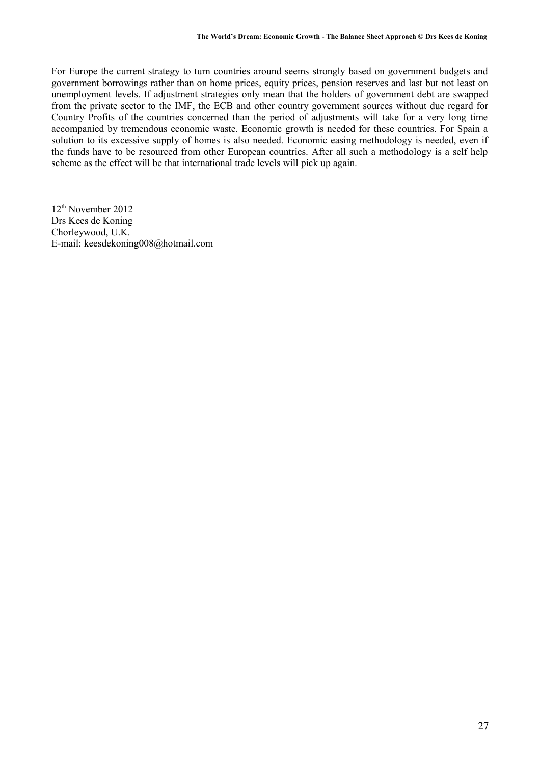For Europe the current strategy to turn countries around seems strongly based on government budgets and government borrowings rather than on home prices, equity prices, pension reserves and last but not least on unemployment levels. If adjustment strategies only mean that the holders of government debt are swapped from the private sector to the IMF, the ECB and other country government sources without due regard for Country Profits of the countries concerned than the period of adjustments will take for a very long time accompanied by tremendous economic waste. Economic growth is needed for these countries. For Spain a solution to its excessive supply of homes is also needed. Economic easing methodology is needed, even if the funds have to be resourced from other European countries. After all such a methodology is a self help scheme as the effect will be that international trade levels will pick up again.

12th November 2012
Drs Kees de Koning
Chorleywood, U.K.
E-mail: keesdekoning008@hotmail.com